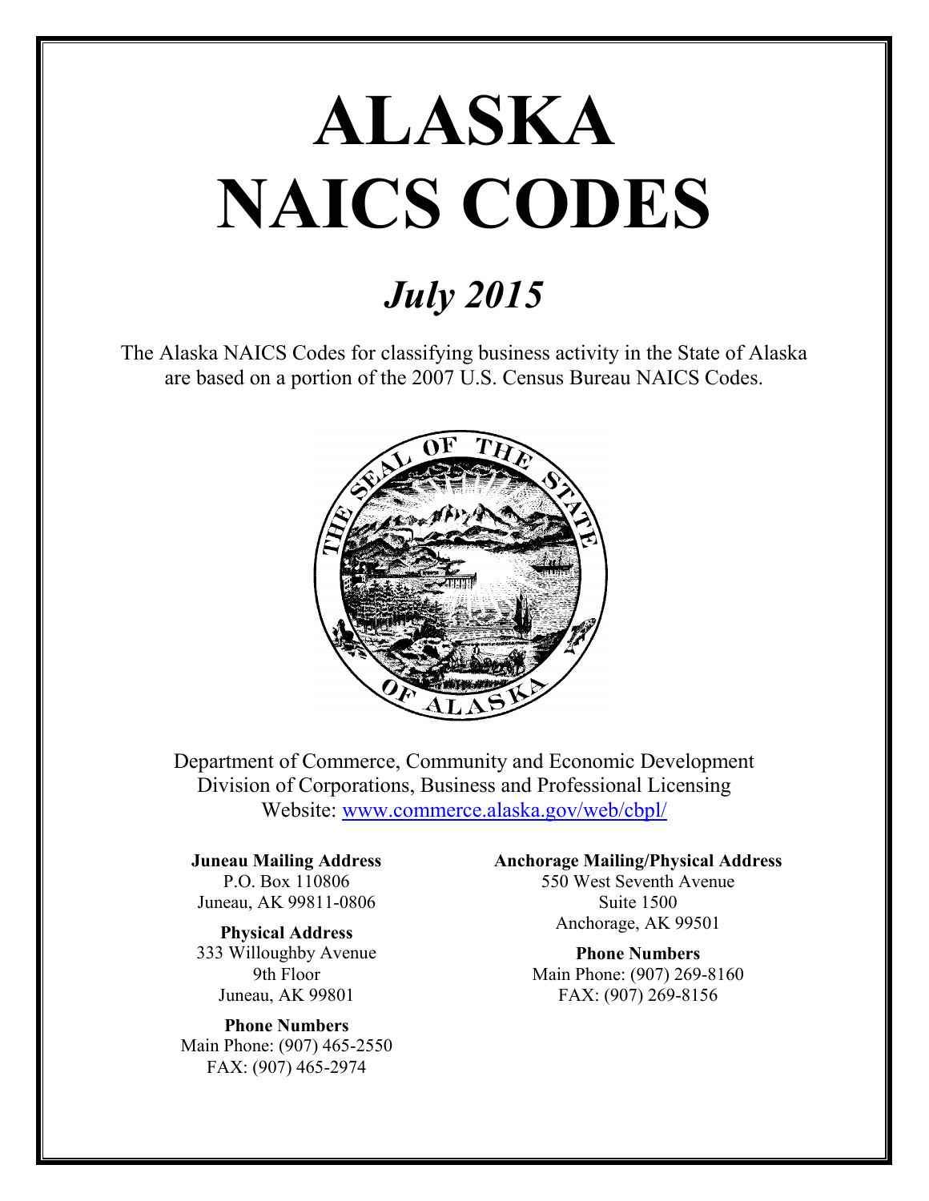# ALASKA NAICS CODES

## *July 2015*

The Alaska NAICS Codes for classifying business activity in the State of Alaska are based on a portion of the 2007 U.S. Census Bureau NAICS Codes.

Department of Commerce, Community and Economic Development
Division of Corporations, Business and Professional Licensing
Website: [www.commerce.alaska.gov/web/cbpl/](www.commerce.alaska.gov/web/cbpl/)

**Juneau Mailing Address**
P.O. Box 110806
Juneau, AK 99811-0806

**Physical Address**
333 Willoughby Avenue
9th Floor
Juneau, AK 99801

**Phone Numbers**
Main Phone: (907) 465-2550
FAX: (907) 465-2974

**Anchorage Mailing/Physical Address**
550 West Seventh Avenue
Suite 1500
Anchorage, AK 99501

**Phone Numbers**
Main Phone: (907) 269-8160
FAX: (907) 269-8156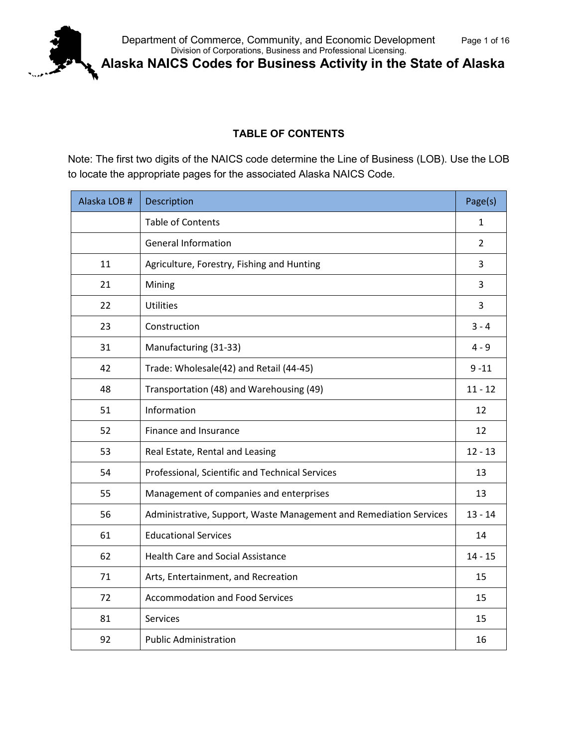# Alaska NAICS Codes for Business Activity in the State of Alaska

Department of Commerce, Community, and Economic Development
Division of Corporations, Business and Professional Licensing.

## TABLE OF CONTENTS

Note: The first two digits of the NAICS code determine the Line of Business (LOB). Use the LOB to locate the appropriate pages for the associated Alaska NAICS Code.

| Alaska LOB # | Description | Page(s) |
|---|---|---|
| | Table of Contents | 1 |
| | General Information | 2 |
| 11 | Agriculture, Forestry, Fishing and Hunting | 3 |
| 21 | Mining | 3 |
| 22 | Utilities | 3 |
| 23 | Construction | 3 - 4 |
| 31 | Manufacturing (31-33) | 4 - 9 |
| 42 | Trade: Wholesale(42) and Retail (44-45) | 9 -11 |
| 48 | Transportation (48) and Warehousing (49) | 11 - 12 |
| 51 | Information | 12 |
| 52 | Finance and Insurance | 12 |
| 53 | Real Estate, Rental and Leasing | 12 - 13 |
| 54 | Professional, Scientific and Technical Services | 13 |
| 55 | Management of companies and enterprises | 13 |
| 56 | Administrative, Support, Waste Management and Remediation Services | 13 - 14 |
| 61 | Educational Services | 14 |
| 62 | Health Care and Social Assistance | 14 - 15 |
| 71 | Arts, Entertainment, and Recreation | 15 |
| 72 | Accommodation and Food Services | 15 |
| 81 | Services | 15 |
| 92 | Public Administration | 16 |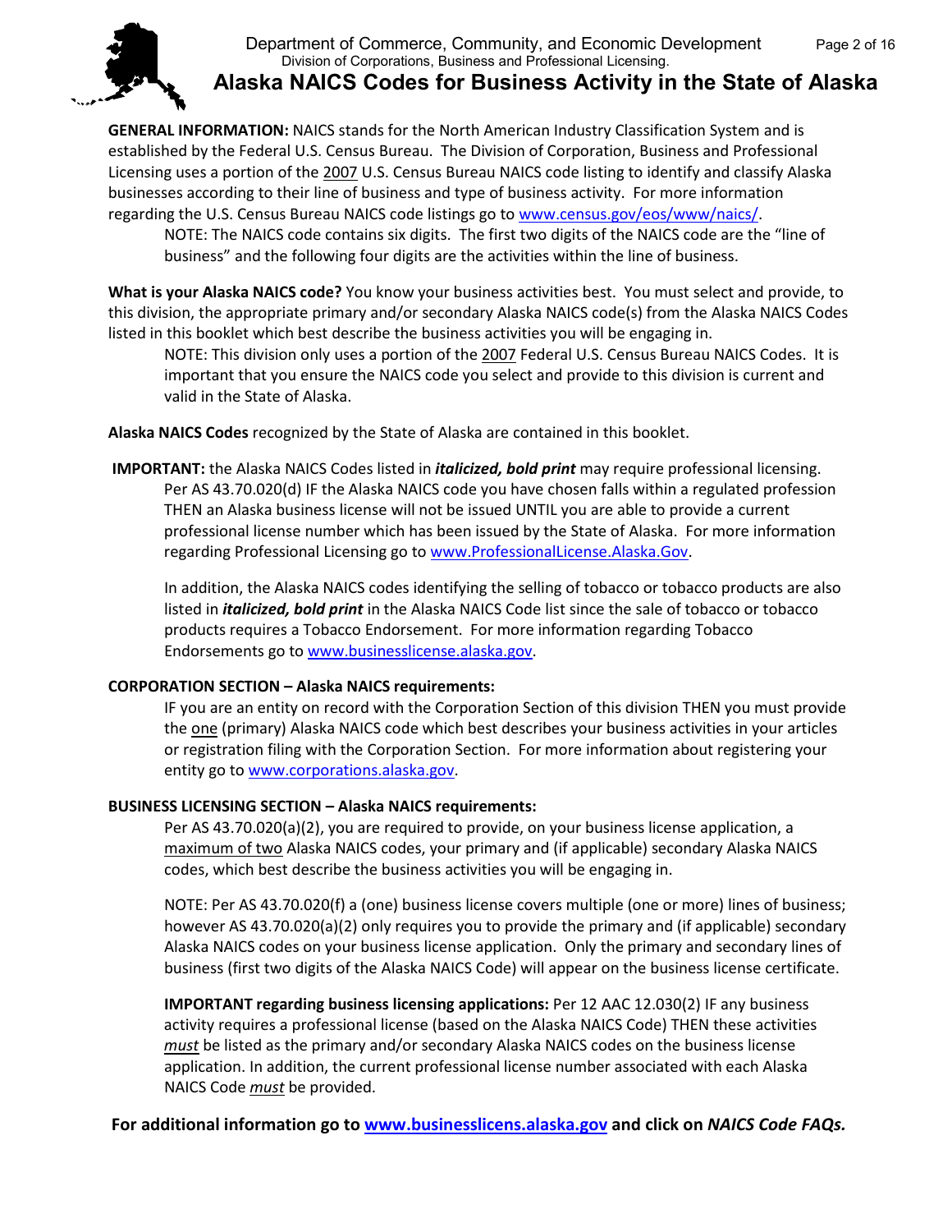# Department of Commerce, Community, and Economic Development

Division of Corporations, Business and Professional Licensing.

## Alaska NAICS Codes for Business Activity in the State of Alaska

**GENERAL INFORMATION:** NAICS stands for the North American Industry Classification System and is established by the Federal U.S. Census Bureau. The Division of Corporation, Business and Professional Licensing uses a portion of the 2007 U.S. Census Bureau NAICS code listing to identify and classify Alaska businesses according to their line of business and type of business activity. For more information regarding the U.S. Census Bureau NAICS code listings go to www.census.gov/eos/www/naics/.

NOTE: The NAICS code contains six digits. The first two digits of the NAICS code are the "line of business" and the following four digits are the activities within the line of business.

**What is your Alaska NAICS code?** You know your business activities best. You must select and provide, to this division, the appropriate primary and/or secondary Alaska NAICS code(s) from the Alaska NAICS Codes listed in this booklet which best describe the business activities you will be engaging in.

NOTE: This division only uses a portion of the 2007 Federal U.S. Census Bureau NAICS Codes. It is important that you ensure the NAICS code you select and provide to this division is current and valid in the State of Alaska.

**Alaska NAICS Codes** recognized by the State of Alaska are contained in this booklet.

**IMPORTANT:** the Alaska NAICS Codes listed in ***italicized, bold print*** may require professional licensing. Per AS 43.70.020(d) IF the Alaska NAICS code you have chosen falls within a regulated profession THEN an Alaska business license will not be issued UNTIL you are able to provide a current professional license number which has been issued by the State of Alaska. For more information regarding Professional Licensing go to www.ProfessionalLicense.Alaska.Gov.

In addition, the Alaska NAICS codes identifying the selling of tobacco or tobacco products are also listed in ***italicized, bold print*** in the Alaska NAICS Code list since the sale of tobacco or tobacco products requires a Tobacco Endorsement. For more information regarding Tobacco Endorsements go to www.businesslicense.alaska.gov.

**CORPORATION SECTION – Alaska NAICS requirements:**

IF you are an entity on record with the Corporation Section of this division THEN you must provide the one (primary) Alaska NAICS code which best describes your business activities in your articles or registration filing with the Corporation Section. For more information about registering your entity go to www.corporations.alaska.gov.

**BUSINESS LICENSING SECTION – Alaska NAICS requirements:**

Per AS 43.70.020(a)(2), you are required to provide, on your business license application, a maximum of two Alaska NAICS codes, your primary and (if applicable) secondary Alaska NAICS codes, which best describe the business activities you will be engaging in.

NOTE: Per AS 43.70.020(f) a (one) business license covers multiple (one or more) lines of business; however AS 43.70.020(a)(2) only requires you to provide the primary and (if applicable) secondary Alaska NAICS codes on your business license application. Only the primary and secondary lines of business (first two digits of the Alaska NAICS Code) will appear on the business license certificate.

**IMPORTANT regarding business licensing applications:** Per 12 AAC 12.030(2) IF any business activity requires a professional license (based on the Alaska NAICS Code) THEN these activities *must* be listed as the primary and/or secondary Alaska NAICS codes on the business license application. In addition, the current professional license number associated with each Alaska NAICS Code *must* be provided.

**For additional information go to www.businesslicens.alaska.gov and click on *NAICS Code FAQs.***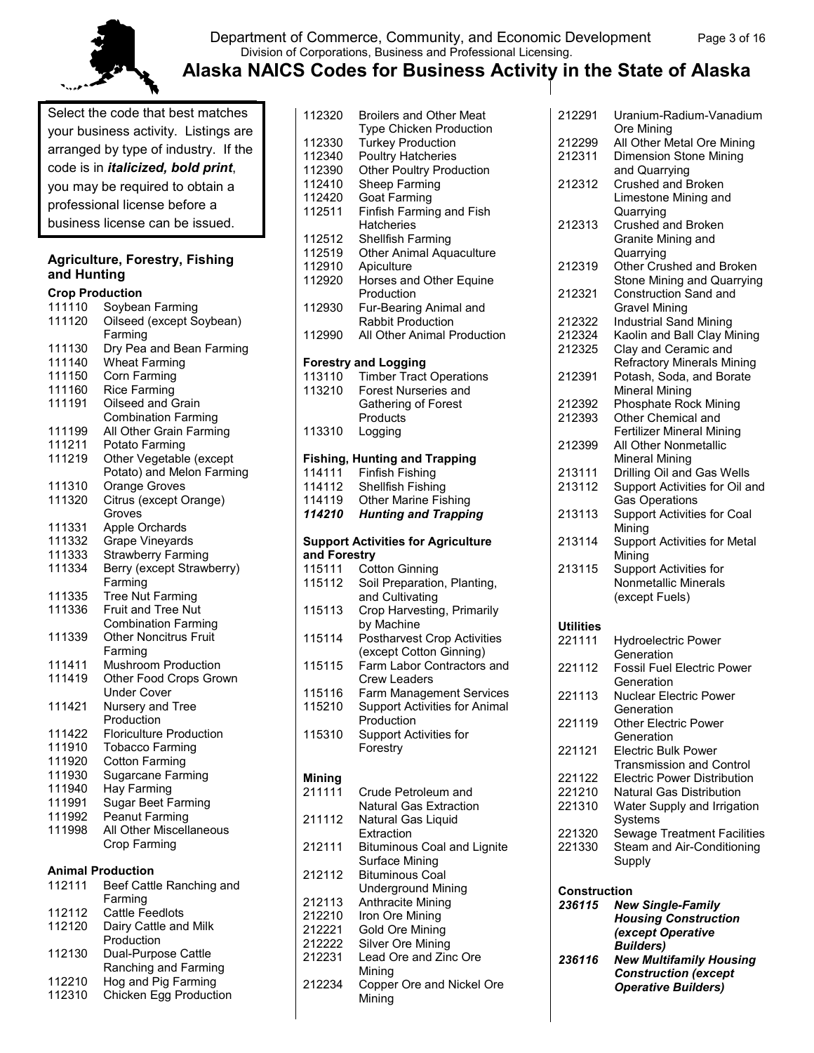Select the code that best matches your business activity. Listings are arranged by type of industry. If the code is in ***italicized, bold print***, you may be required to obtain a professional license before a business license can be issued.

## Agriculture, Forestry, Fishing and Hunting

### Crop Production

111110 Soybean Farming
111120 Oilseed (except Soybean) Farming
111130 Dry Pea and Bean Farming
111140 Wheat Farming
111150 Corn Farming
111160 Rice Farming
111191 Oilseed and Grain Combination Farming
111199 All Other Grain Farming
111211 Potato Farming
111219 Other Vegetable (except Potato) and Melon Farming
111310 Orange Groves
111320 Citrus (except Orange) Groves
111331 Apple Orchards
111332 Grape Vineyards
111333 Strawberry Farming
111334 Berry (except Strawberry) Farming
111335 Tree Nut Farming
111336 Fruit and Tree Nut Combination Farming
111339 Other Noncitrus Fruit Farming
111411 Mushroom Production
111419 Other Food Crops Grown Under Cover
111421 Nursery and Tree Production
111422 Floriculture Production
111910 Tobacco Farming
111920 Cotton Farming
111930 Sugarcane Farming
111940 Hay Farming
111991 Sugar Beet Farming
111992 Peanut Farming
111998 All Other Miscellaneous Crop Farming

### Animal Production

112111 Beef Cattle Ranching and Farming
112112 Cattle Feedlots
112120 Dairy Cattle and Milk Production
112130 Dual-Purpose Cattle Ranching and Farming
112210 Hog and Pig Farming
112310 Chicken Egg Production
112320 Broilers and Other Meat Type Chicken Production
112330 Turkey Production
112340 Poultry Hatcheries
112390 Other Poultry Production
112410 Sheep Farming
112420 Goat Farming
112511 Finfish Farming and Fish Hatcheries
112512 Shellfish Farming
112519 Other Animal Aquaculture
112910 Apiculture
112920 Horses and Other Equine Production
112930 Fur-Bearing Animal and Rabbit Production
112990 All Other Animal Production

### Forestry and Logging

113110 Timber Tract Operations
113210 Forest Nurseries and Gathering of Forest Products
113310 Logging

### Fishing, Hunting and Trapping

114111 Finfish Fishing
114112 Shellfish Fishing
114119 Other Marine Fishing
***114210 Hunting and Trapping***

### Support Activities for Agriculture and Forestry

115111 Cotton Ginning
115112 Soil Preparation, Planting, and Cultivating
115113 Crop Harvesting, Primarily by Machine
115114 Postharvest Crop Activities (except Cotton Ginning)
115115 Farm Labor Contractors and Crew Leaders
115116 Farm Management Services
115210 Support Activities for Animal Production
115310 Support Activities for Forestry

## Mining

211111 Crude Petroleum and Natural Gas Extraction
211112 Natural Gas Liquid Extraction
212111 Bituminous Coal and Lignite Surface Mining
212112 Bituminous Coal Underground Mining
212113 Anthracite Mining
212210 Iron Ore Mining
212221 Gold Ore Mining
212222 Silver Ore Mining
212231 Lead Ore and Zinc Ore Mining
212234 Copper Ore and Nickel Ore Mining
212291 Uranium-Radium-Vanadium Ore Mining
212299 All Other Metal Ore Mining
212311 Dimension Stone Mining and Quarrying
212312 Crushed and Broken Limestone Mining and Quarrying
212313 Crushed and Broken Granite Mining and Quarrying
212319 Other Crushed and Broken Stone Mining and Quarrying
212321 Construction Sand and Gravel Mining
212322 Industrial Sand Mining
212324 Kaolin and Ball Clay Mining
212325 Clay and Ceramic and Refractory Minerals Mining
212391 Potash, Soda, and Borate Mineral Mining
212392 Phosphate Rock Mining
212393 Other Chemical and Fertilizer Mineral Mining
212399 All Other Nonmetallic Mineral Mining
213111 Drilling Oil and Gas Wells
213112 Support Activities for Oil and Gas Operations
213113 Support Activities for Coal Mining
213114 Support Activities for Metal Mining
213115 Support Activities for Nonmetallic Minerals (except Fuels)

## Utilities

221111 Hydroelectric Power Generation
221112 Fossil Fuel Electric Power Generation
221113 Nuclear Electric Power Generation
221119 Other Electric Power Generation
221121 Electric Bulk Power Transmission and Control
221122 Electric Power Distribution
221210 Natural Gas Distribution
221310 Water Supply and Irrigation Systems
221320 Sewage Treatment Facilities
221330 Steam and Air-Conditioning Supply

## Construction

***236115 New Single-Family Housing Construction (except Operative Builders)***
***236116 New Multifamily Housing Construction (except Operative Builders)***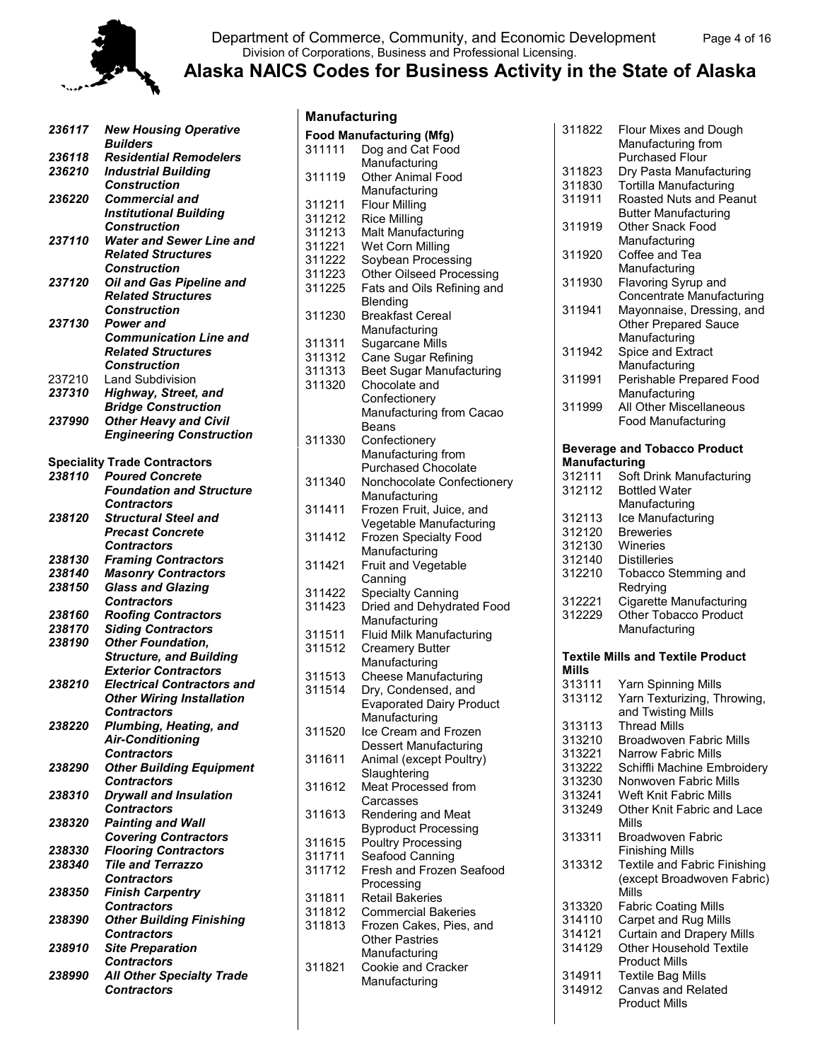***236117*** ***New Housing Operative Builders***
***236118*** ***Residential Remodelers***
***236210*** ***Industrial Building Construction***
***236220*** ***Commercial and Institutional Building Construction***
***237110*** ***Water and Sewer Line and Related Structures Construction***
***237120*** ***Oil and Gas Pipeline and Related Structures Construction***
***237130*** ***Power and Communication Line and Related Structures Construction***
237210 Land Subdivision
***237310*** ***Highway, Street, and Bridge Construction***
***237990*** ***Other Heavy and Civil Engineering Construction***

**Speciality Trade Contractors**

***238110*** ***Poured Concrete Foundation and Structure Contractors***
***238120*** ***Structural Steel and Precast Concrete Contractors***
***238130*** ***Framing Contractors***
***238140*** ***Masonry Contractors***
***238150*** ***Glass and Glazing Contractors***
***238160*** ***Roofing Contractors***
***238170*** ***Siding Contractors***
***238190*** ***Other Foundation, Structure, and Building Exterior Contractors***
***238210*** ***Electrical Contractors and Other Wiring Installation Contractors***
***238220*** ***Plumbing, Heating, and Air-Conditioning Contractors***
***238290*** ***Other Building Equipment Contractors***
***238310*** ***Drywall and Insulation Contractors***
***238320*** ***Painting and Wall Covering Contractors***
***238330*** ***Flooring Contractors***
***238340*** ***Tile and Terrazzo Contractors***
***238350*** ***Finish Carpentry Contractors***
***238390*** ***Other Building Finishing Contractors***
***238910*** ***Site Preparation Contractors***
***238990*** ***All Other Specialty Trade Contractors***

## Manufacturing

**Food Manufacturing (Mfg)**

311111 Dog and Cat Food Manufacturing
311119 Other Animal Food Manufacturing
311211 Flour Milling
311212 Rice Milling
311213 Malt Manufacturing
311221 Wet Corn Milling
311222 Soybean Processing
311223 Other Oilseed Processing
311225 Fats and Oils Refining and Blending
311230 Breakfast Cereal Manufacturing
311311 Sugarcane Mills
311312 Cane Sugar Refining
311313 Beet Sugar Manufacturing
311320 Chocolate and Confectionery Manufacturing from Cacao Beans
311330 Confectionery Manufacturing from Purchased Chocolate
311340 Nonchocolate Confectionery Manufacturing
311411 Frozen Fruit, Juice, and Vegetable Manufacturing
311412 Frozen Specialty Food Manufacturing
311421 Fruit and Vegetable Canning
311422 Specialty Canning
311423 Dried and Dehydrated Food Manufacturing
311511 Fluid Milk Manufacturing
311512 Creamery Butter Manufacturing
311513 Cheese Manufacturing
311514 Dry, Condensed, and Evaporated Dairy Product Manufacturing
311520 Ice Cream and Frozen Dessert Manufacturing
311611 Animal (except Poultry) Slaughtering
311612 Meat Processed from Carcasses
311613 Rendering and Meat Byproduct Processing
311615 Poultry Processing
311711 Seafood Canning
311712 Fresh and Frozen Seafood Processing
311811 Retail Bakeries
311812 Commercial Bakeries
311813 Frozen Cakes, Pies, and Other Pastries Manufacturing
311821 Cookie and Cracker Manufacturing
311822 Flour Mixes and Dough Manufacturing from Purchased Flour
311823 Dry Pasta Manufacturing
311830 Tortilla Manufacturing
311911 Roasted Nuts and Peanut Butter Manufacturing
311919 Other Snack Food Manufacturing
311920 Coffee and Tea Manufacturing
311930 Flavoring Syrup and Concentrate Manufacturing
311941 Mayonnaise, Dressing, and Other Prepared Sauce Manufacturing
311942 Spice and Extract Manufacturing
311991 Perishable Prepared Food Manufacturing
311999 All Other Miscellaneous Food Manufacturing

**Beverage and Tobacco Product Manufacturing**

312111 Soft Drink Manufacturing
312112 Bottled Water Manufacturing
312113 Ice Manufacturing
312120 Breweries
312130 Wineries
312140 Distilleries
312210 Tobacco Stemming and Redrying
312221 Cigarette Manufacturing
312229 Other Tobacco Product Manufacturing

**Textile Mills and Textile Product Mills**

313111 Yarn Spinning Mills
313112 Yarn Texturizing, Throwing, and Twisting Mills
313113 Thread Mills
313210 Broadwoven Fabric Mills
313221 Narrow Fabric Mills
313222 Schiffli Machine Embroidery
313230 Nonwoven Fabric Mills
313241 Weft Knit Fabric Mills
313249 Other Knit Fabric and Lace Mills
313311 Broadwoven Fabric Finishing Mills
313312 Textile and Fabric Finishing (except Broadwoven Fabric) Mills
313320 Fabric Coating Mills
314110 Carpet and Rug Mills
314121 Curtain and Drapery Mills
314129 Other Household Textile Product Mills
314911 Textile Bag Mills
314912 Canvas and Related Product Mills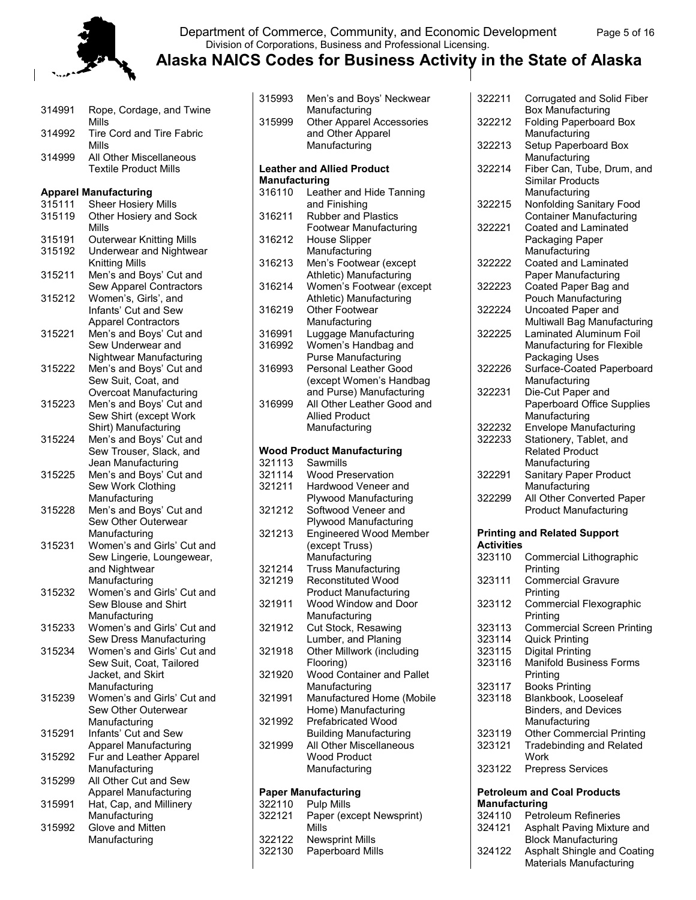| Code | Description |
|---|---|
| 314991 | Rope, Cordage, and Twine Mills |
| 314992 | Tire Cord and Tire Fabric Mills |
| 314999 | All Other Miscellaneous Textile Product Mills |

**Apparel Manufacturing**

| Code | Description |
|---|---|
| 315111 | Sheer Hosiery Mills |
| 315119 | Other Hosiery and Sock Mills |
| 315191 | Outerwear Knitting Mills |
| 315192 | Underwear and Nightwear Knitting Mills |
| 315211 | Men's and Boys' Cut and Sew Apparel Contractors |
| 315212 | Women's, Girls', and Infants' Cut and Sew Apparel Contractors |
| 315221 | Men's and Boys' Cut and Sew Underwear and Nightwear Manufacturing |
| 315222 | Men's and Boys' Cut and Sew Suit, Coat, and Overcoat Manufacturing |
| 315223 | Men's and Boys' Cut and Sew Shirt (except Work Shirt) Manufacturing |
| 315224 | Men's and Boys' Cut and Sew Trouser, Slack, and Jean Manufacturing |
| 315225 | Men's and Boys' Cut and Sew Work Clothing Manufacturing |
| 315228 | Men's and Boys' Cut and Sew Other Outerwear Manufacturing |
| 315231 | Women's and Girls' Cut and Sew Lingerie, Loungewear, and Nightwear Manufacturing |
| 315232 | Women's and Girls' Cut and Sew Blouse and Shirt Manufacturing |
| 315233 | Women's and Girls' Cut and Sew Dress Manufacturing |
| 315234 | Women's and Girls' Cut and Sew Suit, Coat, Tailored Jacket, and Skirt Manufacturing |
| 315239 | Women's and Girls' Cut and Sew Other Outerwear Manufacturing |
| 315291 | Infants' Cut and Sew Apparel Manufacturing |
| 315292 | Fur and Leather Apparel Manufacturing |
| 315299 | All Other Cut and Sew Apparel Manufacturing |
| 315991 | Hat, Cap, and Millinery Manufacturing |
| 315992 | Glove and Mitten Manufacturing |
| 315993 | Men's and Boys' Neckwear Manufacturing |
| 315999 | Other Apparel Accessories and Other Apparel Manufacturing |

**Leather and Allied Product Manufacturing**

| Code | Description |
|---|---|
| 316110 | Leather and Hide Tanning and Finishing |
| 316211 | Rubber and Plastics Footwear Manufacturing |
| 316212 | House Slipper Manufacturing |
| 316213 | Men's Footwear (except Athletic) Manufacturing |
| 316214 | Women's Footwear (except Athletic) Manufacturing |
| 316219 | Other Footwear Manufacturing |
| 316991 | Luggage Manufacturing |
| 316992 | Women's Handbag and Purse Manufacturing |
| 316993 | Personal Leather Good (except Women's Handbag and Purse) Manufacturing |
| 316999 | All Other Leather Good and Allied Product Manufacturing |

**Wood Product Manufacturing**

| Code | Description |
|---|---|
| 321113 | Sawmills |
| 321114 | Wood Preservation |
| 321211 | Hardwood Veneer and Plywood Manufacturing |
| 321212 | Softwood Veneer and Plywood Manufacturing |
| 321213 | Engineered Wood Member (except Truss) Manufacturing |
| 321214 | Truss Manufacturing |
| 321219 | Reconstituted Wood Product Manufacturing |
| 321911 | Wood Window and Door Manufacturing |
| 321912 | Cut Stock, Resawing Lumber, and Planing |
| 321918 | Other Millwork (including Flooring) |
| 321920 | Wood Container and Pallet Manufacturing |
| 321991 | Manufactured Home (Mobile Home) Manufacturing |
| 321992 | Prefabricated Wood Building Manufacturing |
| 321999 | All Other Miscellaneous Wood Product Manufacturing |

**Paper Manufacturing**

| Code | Description |
|---|---|
| 322110 | Pulp Mills |
| 322121 | Paper (except Newsprint) Mills |
| 322122 | Newsprint Mills |
| 322130 | Paperboard Mills |
| 322211 | Corrugated and Solid Fiber Box Manufacturing |
| 322212 | Folding Paperboard Box Manufacturing |
| 322213 | Setup Paperboard Box Manufacturing |
| 322214 | Fiber Can, Tube, Drum, and Similar Products Manufacturing |
| 322215 | Nonfolding Sanitary Food Container Manufacturing |
| 322221 | Coated and Laminated Packaging Paper Manufacturing |
| 322222 | Coated and Laminated Paper Manufacturing |
| 322223 | Coated Paper Bag and Pouch Manufacturing |
| 322224 | Uncoated Paper and Multiwall Bag Manufacturing |
| 322225 | Laminated Aluminum Foil Manufacturing for Flexible Packaging Uses |
| 322226 | Surface-Coated Paperboard Manufacturing |
| 322231 | Die-Cut Paper and Paperboard Office Supplies Manufacturing |
| 322232 | Envelope Manufacturing |
| 322233 | Stationery, Tablet, and Related Product Manufacturing |
| 322291 | Sanitary Paper Product Manufacturing |
| 322299 | All Other Converted Paper Product Manufacturing |

**Printing and Related Support Activities**

| Code | Description |
|---|---|
| 323110 | Commercial Lithographic Printing |
| 323111 | Commercial Gravure Printing |
| 323112 | Commercial Flexographic Printing |
| 323113 | Commercial Screen Printing |
| 323114 | Quick Printing |
| 323115 | Digital Printing |
| 323116 | Manifold Business Forms Printing |
| 323117 | Books Printing |
| 323118 | Blankbook, Looseleaf Binders, and Devices Manufacturing |
| 323119 | Other Commercial Printing |
| 323121 | Tradebinding and Related Work |
| 323122 | Prepress Services |

**Petroleum and Coal Products Manufacturing**

| Code | Description |
|---|---|
| 324110 | Petroleum Refineries |
| 324121 | Asphalt Paving Mixture and Block Manufacturing |
| 324122 | Asphalt Shingle and Coating Materials Manufacturing |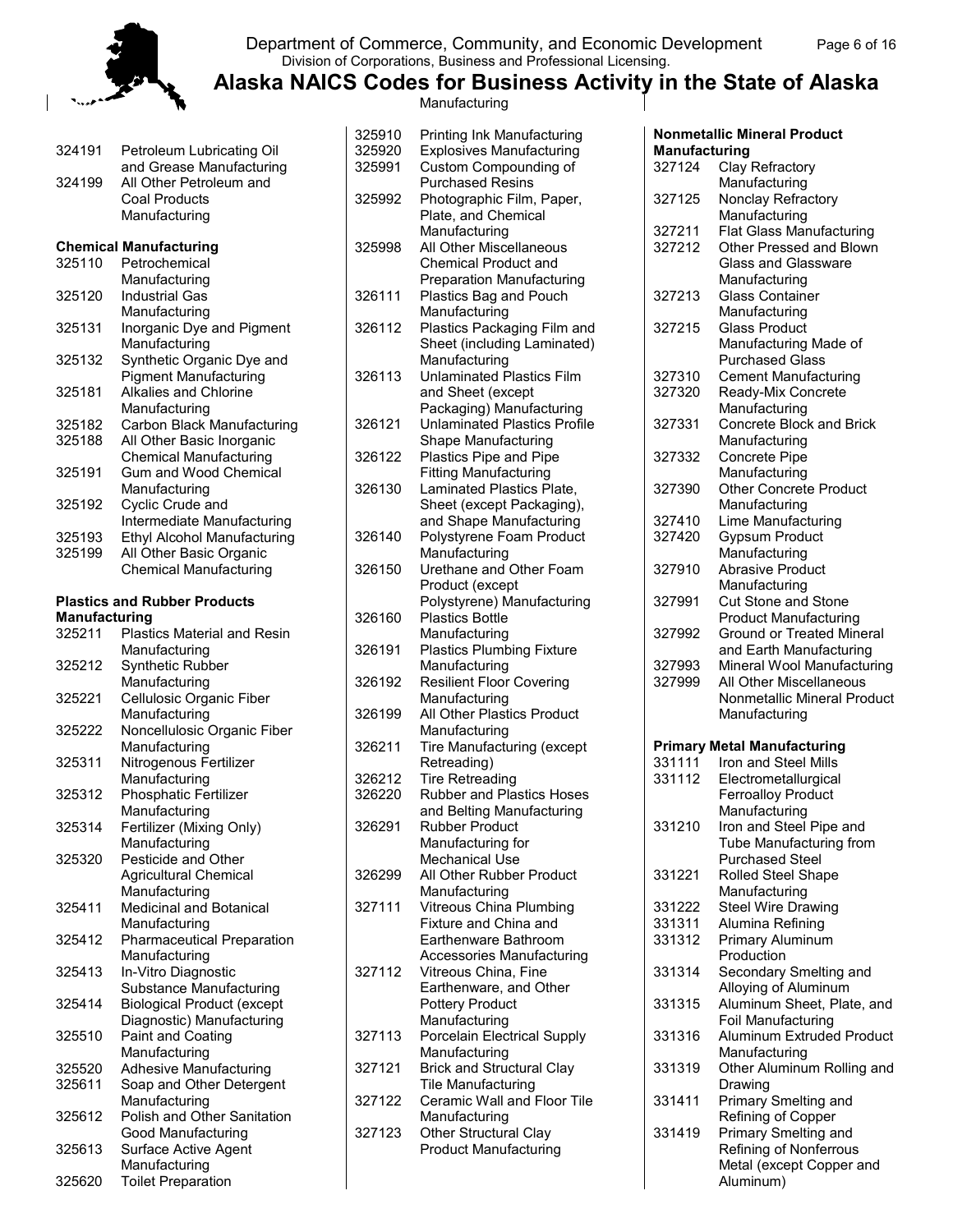# Alaska NAICS Codes for Business Activity in the State of Alaska

Manufacturing

| Code | Description |
|---|---|
| 324191 | Petroleum Lubricating Oil and Grease Manufacturing |
| 324199 | All Other Petroleum and Coal Products Manufacturing |

**Chemical Manufacturing**

| Code | Description |
|---|---|
| 325110 | Petrochemical Manufacturing |
| 325120 | Industrial Gas Manufacturing |
| 325131 | Inorganic Dye and Pigment Manufacturing |
| 325132 | Synthetic Organic Dye and Pigment Manufacturing |
| 325181 | Alkalies and Chlorine Manufacturing |
| 325182 | Carbon Black Manufacturing |
| 325188 | All Other Basic Inorganic Chemical Manufacturing |
| 325191 | Gum and Wood Chemical Manufacturing |
| 325192 | Cyclic Crude and Intermediate Manufacturing |
| 325193 | Ethyl Alcohol Manufacturing |
| 325199 | All Other Basic Organic Chemical Manufacturing |

**Plastics and Rubber Products Manufacturing**

| Code | Description |
|---|---|
| 325211 | Plastics Material and Resin Manufacturing |
| 325212 | Synthetic Rubber Manufacturing |
| 325221 | Cellulosic Organic Fiber Manufacturing |
| 325222 | Noncellulosic Organic Fiber Manufacturing |
| 325311 | Nitrogenous Fertilizer Manufacturing |
| 325312 | Phosphatic Fertilizer Manufacturing |
| 325314 | Fertilizer (Mixing Only) Manufacturing |
| 325320 | Pesticide and Other Agricultural Chemical Manufacturing |
| 325411 | Medicinal and Botanical Manufacturing |
| 325412 | Pharmaceutical Preparation Manufacturing |
| 325413 | In-Vitro Diagnostic Substance Manufacturing |
| 325414 | Biological Product (except Diagnostic) Manufacturing |
| 325510 | Paint and Coating Manufacturing |
| 325520 | Adhesive Manufacturing |
| 325611 | Soap and Other Detergent Manufacturing |
| 325612 | Polish and Other Sanitation Good Manufacturing |
| 325613 | Surface Active Agent Manufacturing |
| 325620 | Toilet Preparation |
| 325910 | Printing Ink Manufacturing |
| 325920 | Explosives Manufacturing |
| 325991 | Custom Compounding of Purchased Resins |
| 325992 | Photographic Film, Paper, Plate, and Chemical Manufacturing |
| 325998 | All Other Miscellaneous Chemical Product and Preparation Manufacturing |
| 326111 | Plastics Bag and Pouch Manufacturing |
| 326112 | Plastics Packaging Film and Sheet (including Laminated) Manufacturing |
| 326113 | Unlaminated Plastics Film and Sheet (except Packaging) Manufacturing |
| 326121 | Unlaminated Plastics Profile Shape Manufacturing |
| 326122 | Plastics Pipe and Pipe Fitting Manufacturing |
| 326130 | Laminated Plastics Plate, Sheet (except Packaging), and Shape Manufacturing |
| 326140 | Polystyrene Foam Product Manufacturing |
| 326150 | Urethane and Other Foam Product (except Polystyrene) Manufacturing |
| 326160 | Plastics Bottle Manufacturing |
| 326191 | Plastics Plumbing Fixture Manufacturing |
| 326192 | Resilient Floor Covering Manufacturing |
| 326199 | All Other Plastics Product Manufacturing |
| 326211 | Tire Manufacturing (except Retreading) |
| 326212 | Tire Retreading |
| 326220 | Rubber and Plastics Hoses and Belting Manufacturing |
| 326291 | Rubber Product Manufacturing for Mechanical Use |
| 326299 | All Other Rubber Product Manufacturing |
| 327111 | Vitreous China Plumbing Fixture and China and Earthenware Bathroom Accessories Manufacturing |
| 327112 | Vitreous China, Fine Earthenware, and Other Pottery Product Manufacturing |
| 327113 | Porcelain Electrical Supply Manufacturing |
| 327121 | Brick and Structural Clay Tile Manufacturing |
| 327122 | Ceramic Wall and Floor Tile Manufacturing |
| 327123 | Other Structural Clay Product Manufacturing |

**Nonmetallic Mineral Product Manufacturing**

| Code | Description |
|---|---|
| 327124 | Clay Refractory Manufacturing |
| 327125 | Nonclay Refractory Manufacturing |
| 327211 | Flat Glass Manufacturing |
| 327212 | Other Pressed and Blown Glass and Glassware Manufacturing |
| 327213 | Glass Container Manufacturing |
| 327215 | Glass Product Manufacturing Made of Purchased Glass |
| 327310 | Cement Manufacturing |
| 327320 | Ready-Mix Concrete Manufacturing |
| 327331 | Concrete Block and Brick Manufacturing |
| 327332 | Concrete Pipe Manufacturing |
| 327390 | Other Concrete Product Manufacturing |
| 327410 | Lime Manufacturing |
| 327420 | Gypsum Product Manufacturing |
| 327910 | Abrasive Product Manufacturing |
| 327991 | Cut Stone and Stone Product Manufacturing |
| 327992 | Ground or Treated Mineral and Earth Manufacturing |
| 327993 | Mineral Wool Manufacturing |
| 327999 | All Other Miscellaneous Nonmetallic Mineral Product Manufacturing |

**Primary Metal Manufacturing**

| Code | Description |
|---|---|
| 331111 | Iron and Steel Mills |
| 331112 | Electrometallurgical Ferroalloy Product Manufacturing |
| 331210 | Iron and Steel Pipe and Tube Manufacturing from Purchased Steel |
| 331221 | Rolled Steel Shape Manufacturing |
| 331222 | Steel Wire Drawing |
| 331311 | Alumina Refining |
| 331312 | Primary Aluminum Production |
| 331314 | Secondary Smelting and Alloying of Aluminum |
| 331315 | Aluminum Sheet, Plate, and Foil Manufacturing |
| 331316 | Aluminum Extruded Product Manufacturing |
| 331319 | Other Aluminum Rolling and Drawing |
| 331411 | Primary Smelting and Refining of Copper |
| 331419 | Primary Smelting and Refining of Nonferrous Metal (except Copper and Aluminum) |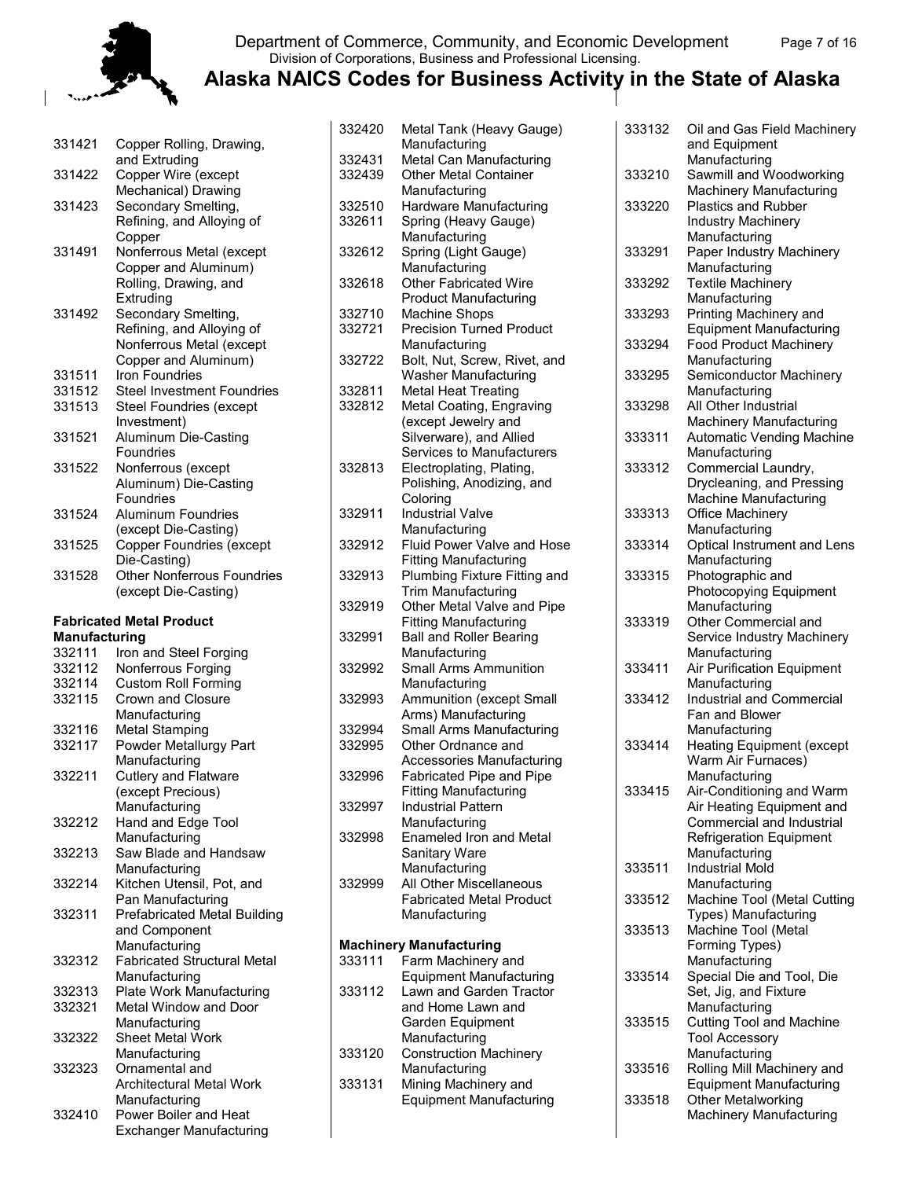331421 Copper Rolling, Drawing, and Extruding
331422 Copper Wire (except Mechanical) Drawing
331423 Secondary Smelting, Refining, and Alloying of Copper
331491 Nonferrous Metal (except Copper and Aluminum) Rolling, Drawing, and Extruding
331492 Secondary Smelting, Refining, and Alloying of Nonferrous Metal (except Copper and Aluminum)
331511 Iron Foundries
331512 Steel Investment Foundries
331513 Steel Foundries (except Investment)
331521 Aluminum Die-Casting Foundries
331522 Nonferrous (except Aluminum) Die-Casting Foundries
331524 Aluminum Foundries (except Die-Casting)
331525 Copper Foundries (except Die-Casting)
331528 Other Nonferrous Foundries (except Die-Casting)

**Fabricated Metal Product Manufacturing**

332111 Iron and Steel Forging
332112 Nonferrous Forging
332114 Custom Roll Forming
332115 Crown and Closure Manufacturing
332116 Metal Stamping
332117 Powder Metallurgy Part Manufacturing
332211 Cutlery and Flatware (except Precious) Manufacturing
332212 Hand and Edge Tool Manufacturing
332213 Saw Blade and Handsaw Manufacturing
332214 Kitchen Utensil, Pot, and Pan Manufacturing
332311 Prefabricated Metal Building and Component Manufacturing
332312 Fabricated Structural Metal Manufacturing
332313 Plate Work Manufacturing
332321 Metal Window and Door Manufacturing
332322 Sheet Metal Work Manufacturing
332323 Ornamental and Architectural Metal Work Manufacturing
332410 Power Boiler and Heat Exchanger Manufacturing
332420 Metal Tank (Heavy Gauge) Manufacturing
332431 Metal Can Manufacturing
332439 Other Metal Container Manufacturing
332510 Hardware Manufacturing
332611 Spring (Heavy Gauge) Manufacturing
332612 Spring (Light Gauge) Manufacturing
332618 Other Fabricated Wire Product Manufacturing
332710 Machine Shops
332721 Precision Turned Product Manufacturing
332722 Bolt, Nut, Screw, Rivet, and Washer Manufacturing
332811 Metal Heat Treating
332812 Metal Coating, Engraving (except Jewelry and Silverware), and Allied Services to Manufacturers
332813 Electroplating, Plating, Polishing, Anodizing, and Coloring
332911 Industrial Valve Manufacturing
332912 Fluid Power Valve and Hose Fitting Manufacturing
332913 Plumbing Fixture Fitting and Trim Manufacturing
332919 Other Metal Valve and Pipe Fitting Manufacturing
332991 Ball and Roller Bearing Manufacturing
332992 Small Arms Ammunition Manufacturing
332993 Ammunition (except Small Arms) Manufacturing
332994 Small Arms Manufacturing
332995 Other Ordnance and Accessories Manufacturing
332996 Fabricated Pipe and Pipe Fitting Manufacturing
332997 Industrial Pattern Manufacturing
332998 Enameled Iron and Metal Sanitary Ware Manufacturing
332999 All Other Miscellaneous Fabricated Metal Product Manufacturing

**Machinery Manufacturing**

333111 Farm Machinery and Equipment Manufacturing
333112 Lawn and Garden Tractor and Home Lawn and Garden Equipment Manufacturing
333120 Construction Machinery Manufacturing
333131 Mining Machinery and Equipment Manufacturing
333132 Oil and Gas Field Machinery and Equipment Manufacturing
333210 Sawmill and Woodworking Machinery Manufacturing
333220 Plastics and Rubber Industry Machinery Manufacturing
333291 Paper Industry Machinery Manufacturing
333292 Textile Machinery Manufacturing
333293 Printing Machinery and Equipment Manufacturing
333294 Food Product Machinery Manufacturing
333295 Semiconductor Machinery Manufacturing
333298 All Other Industrial Machinery Manufacturing
333311 Automatic Vending Machine Manufacturing
333312 Commercial Laundry, Drycleaning, and Pressing Machine Manufacturing
333313 Office Machinery Manufacturing
333314 Optical Instrument and Lens Manufacturing
333315 Photographic and Photocopying Equipment Manufacturing
333319 Other Commercial and Service Industry Machinery Manufacturing
333411 Air Purification Equipment Manufacturing
333412 Industrial and Commercial Fan and Blower Manufacturing
333414 Heating Equipment (except Warm Air Furnaces) Manufacturing
333415 Air-Conditioning and Warm Air Heating Equipment and Commercial and Industrial Refrigeration Equipment Manufacturing
333511 Industrial Mold Manufacturing
333512 Machine Tool (Metal Cutting Types) Manufacturing
333513 Machine Tool (Metal Forming Types) Manufacturing
333514 Special Die and Tool, Die Set, Jig, and Fixture Manufacturing
333515 Cutting Tool and Machine Tool Accessory Manufacturing
333516 Rolling Mill Machinery and Equipment Manufacturing
333518 Other Metalworking Machinery Manufacturing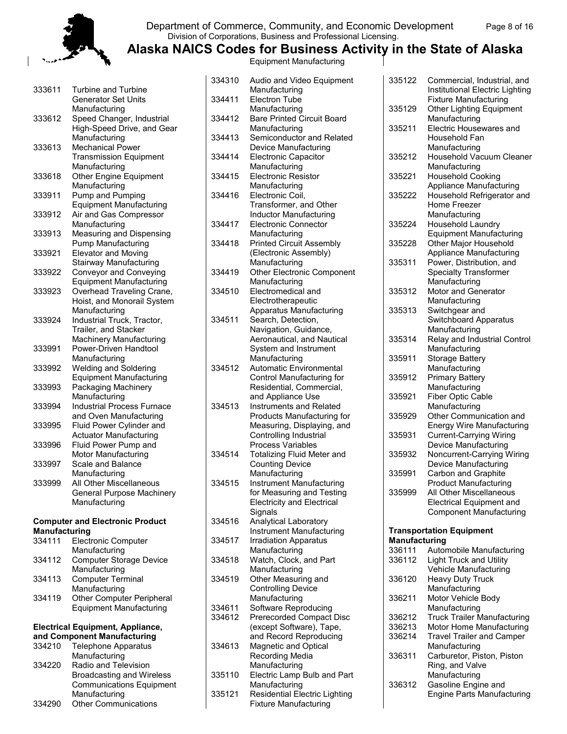Equipment Manufacturing

333611 Turbine and Turbine Generator Set Units Manufacturing
333612 Speed Changer, Industrial High-Speed Drive, and Gear Manufacturing
333613 Mechanical Power Transmission Equipment Manufacturing
333618 Other Engine Equipment Manufacturing
333911 Pump and Pumping Equipment Manufacturing
333912 Air and Gas Compressor Manufacturing
333913 Measuring and Dispensing Pump Manufacturing
333921 Elevator and Moving Stairway Manufacturing
333922 Conveyor and Conveying Equipment Manufacturing
333923 Overhead Traveling Crane, Hoist, and Monorail System Manufacturing
333924 Industrial Truck, Tractor, Trailer, and Stacker Machinery Manufacturing
333991 Power-Driven Handtool Manufacturing
333992 Welding and Soldering Equipment Manufacturing
333993 Packaging Machinery Manufacturing
333994 Industrial Process Furnace and Oven Manufacturing
333995 Fluid Power Cylinder and Actuator Manufacturing
333996 Fluid Power Pump and Motor Manufacturing
333997 Scale and Balance Manufacturing
333999 All Other Miscellaneous General Purpose Machinery Manufacturing

**Computer and Electronic Product Manufacturing**

334111 Electronic Computer Manufacturing
334112 Computer Storage Device Manufacturing
334113 Computer Terminal Manufacturing
334119 Other Computer Peripheral Equipment Manufacturing

**Electrical Equipment, Appliance, and Component Manufacturing**

334210 Telephone Apparatus Manufacturing
334220 Radio and Television Broadcasting and Wireless Communications Equipment Manufacturing
334290 Other Communications
334310 Audio and Video Equipment Manufacturing
334411 Electron Tube Manufacturing
334412 Bare Printed Circuit Board Manufacturing
334413 Semiconductor and Related Device Manufacturing
334414 Electronic Capacitor Manufacturing
334415 Electronic Resistor Manufacturing
334416 Electronic Coil, Transformer, and Other Inductor Manufacturing
334417 Electronic Connector Manufacturing
334418 Printed Circuit Assembly (Electronic Assembly) Manufacturing
334419 Other Electronic Component Manufacturing
334510 Electromedical and Electrotherapeutic Apparatus Manufacturing
334511 Search, Detection, Navigation, Guidance, Aeronautical, and Nautical System and Instrument Manufacturing
334512 Automatic Environmental Control Manufacturing for Residential, Commercial, and Appliance Use
334513 Instruments and Related Products Manufacturing for Measuring, Displaying, and Controlling Industrial Process Variables
334514 Totalizing Fluid Meter and Counting Device Manufacturing
334515 Instrument Manufacturing for Measuring and Testing Electricity and Electrical Signals
334516 Analytical Laboratory Instrument Manufacturing
334517 Irradiation Apparatus Manufacturing
334518 Watch, Clock, and Part Manufacturing
334519 Other Measuring and Controlling Device Manufacturing
334611 Software Reproducing
334612 Prerecorded Compact Disc (except Software), Tape, and Record Reproducing
334613 Magnetic and Optical Recording Media Manufacturing
335110 Electric Lamp Bulb and Part Manufacturing
335121 Residential Electric Lighting Fixture Manufacturing
335122 Commercial, Industrial, and Institutional Electric Lighting Fixture Manufacturing
335129 Other Lighting Equipment Manufacturing
335211 Electric Housewares and Household Fan Manufacturing
335212 Household Vacuum Cleaner Manufacturing
335221 Household Cooking Appliance Manufacturing
335222 Household Refrigerator and Home Freezer Manufacturing
335224 Household Laundry Equipment Manufacturing
335228 Other Major Household Appliance Manufacturing
335311 Power, Distribution, and Specialty Transformer Manufacturing
335312 Motor and Generator Manufacturing
335313 Switchgear and Switchboard Apparatus Manufacturing
335314 Relay and Industrial Control Manufacturing
335911 Storage Battery Manufacturing
335912 Primary Battery Manufacturing
335921 Fiber Optic Cable Manufacturing
335929 Other Communication and Energy Wire Manufacturing
335931 Current-Carrying Wiring Device Manufacturing
335932 Noncurrent-Carrying Wiring Device Manufacturing
335991 Carbon and Graphite Product Manufacturing
335999 All Other Miscellaneous Electrical Equipment and Component Manufacturing

**Transportation Equipment Manufacturing**

336111 Automobile Manufacturing
336112 Light Truck and Utility Vehicle Manufacturing
336120 Heavy Duty Truck Manufacturing
336211 Motor Vehicle Body Manufacturing
336212 Truck Trailer Manufacturing
336213 Motor Home Manufacturing
336214 Travel Trailer and Camper Manufacturing
336311 Carburetor, Piston, Piston Ring, and Valve Manufacturing
336312 Gasoline Engine and Engine Parts Manufacturing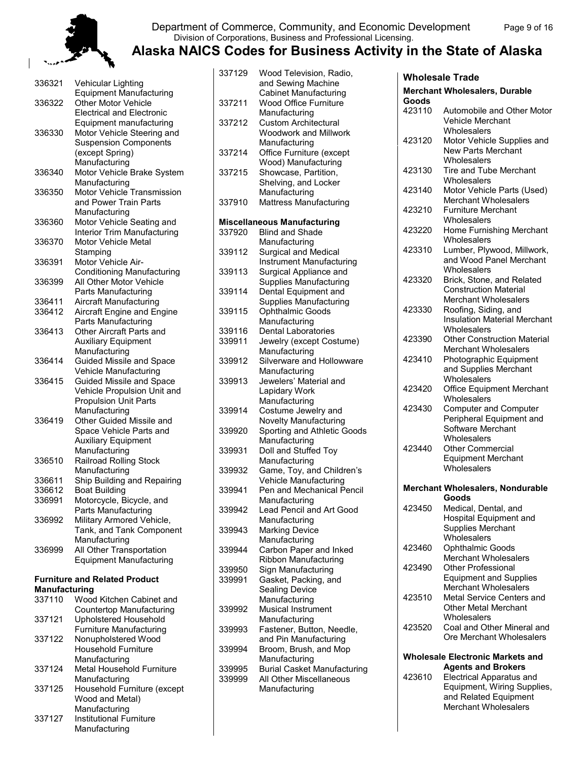336321 Vehicular Lighting Equipment Manufacturing
336322 Other Motor Vehicle Electrical and Electronic Equipment manufacturing
336330 Motor Vehicle Steering and Suspension Components (except Spring) Manufacturing
336340 Motor Vehicle Brake System Manufacturing
336350 Motor Vehicle Transmission and Power Train Parts Manufacturing
336360 Motor Vehicle Seating and Interior Trim Manufacturing
336370 Motor Vehicle Metal Stamping
336391 Motor Vehicle Air-Conditioning Manufacturing
336399 All Other Motor Vehicle Parts Manufacturing
336411 Aircraft Manufacturing
336412 Aircraft Engine and Engine Parts Manufacturing
336413 Other Aircraft Parts and Auxiliary Equipment Manufacturing
336414 Guided Missile and Space Vehicle Manufacturing
336415 Guided Missile and Space Vehicle Propulsion Unit and Propulsion Unit Parts Manufacturing
336419 Other Guided Missile and Space Vehicle Parts and Auxiliary Equipment Manufacturing
336510 Railroad Rolling Stock Manufacturing
336611 Ship Building and Repairing
336612 Boat Building
336991 Motorcycle, Bicycle, and Parts Manufacturing
336992 Military Armored Vehicle, Tank, and Tank Component Manufacturing
336999 All Other Transportation Equipment Manufacturing

**Furniture and Related Product Manufacturing**

337110 Wood Kitchen Cabinet and Countertop Manufacturing
337121 Upholstered Household Furniture Manufacturing
337122 Nonupholstered Wood Household Furniture Manufacturing
337124 Metal Household Furniture Manufacturing
337125 Household Furniture (except Wood and Metal) Manufacturing
337127 Institutional Furniture Manufacturing
337129 Wood Television, Radio, and Sewing Machine Cabinet Manufacturing
337211 Wood Office Furniture Manufacturing
337212 Custom Architectural Woodwork and Millwork Manufacturing
337214 Office Furniture (except Wood) Manufacturing
337215 Showcase, Partition, Shelving, and Locker Manufacturing
337910 Mattress Manufacturing

**Miscellaneous Manufacturing**

337920 Blind and Shade Manufacturing
339112 Surgical and Medical Instrument Manufacturing
339113 Surgical Appliance and Supplies Manufacturing
339114 Dental Equipment and Supplies Manufacturing
339115 Ophthalmic Goods Manufacturing
339116 Dental Laboratories
339911 Jewelry (except Costume) Manufacturing
339912 Silverware and Hollowware Manufacturing
339913 Jewelers' Material and Lapidary Work Manufacturing
339914 Costume Jewelry and Novelty Manufacturing
339920 Sporting and Athletic Goods Manufacturing
339931 Doll and Stuffed Toy Manufacturing
339932 Game, Toy, and Children's Vehicle Manufacturing
339941 Pen and Mechanical Pencil Manufacturing
339942 Lead Pencil and Art Good Manufacturing
339943 Marking Device Manufacturing
339944 Carbon Paper and Inked Ribbon Manufacturing
339950 Sign Manufacturing
339991 Gasket, Packing, and Sealing Device Manufacturing
339992 Musical Instrument Manufacturing
339993 Fastener, Button, Needle, and Pin Manufacturing
339994 Broom, Brush, and Mop Manufacturing
339995 Burial Casket Manufacturing
339999 All Other Miscellaneous Manufacturing

## Wholesale Trade

**Merchant Wholesalers, Durable Goods**

423110 Automobile and Other Motor Vehicle Merchant Wholesalers
423120 Motor Vehicle Supplies and New Parts Merchant Wholesalers
423130 Tire and Tube Merchant Wholesalers
423140 Motor Vehicle Parts (Used) Merchant Wholesalers
423210 Furniture Merchant Wholesalers
423220 Home Furnishing Merchant Wholesalers
423310 Lumber, Plywood, Millwork, and Wood Panel Merchant Wholesalers
423320 Brick, Stone, and Related Construction Material Merchant Wholesalers
423330 Roofing, Siding, and Insulation Material Merchant Wholesalers
423390 Other Construction Material Merchant Wholesalers
423410 Photographic Equipment and Supplies Merchant Wholesalers
423420 Office Equipment Merchant Wholesalers
423430 Computer and Computer Peripheral Equipment and Software Merchant Wholesalers
423440 Other Commercial Equipment Merchant Wholesalers

**Merchant Wholesalers, Nondurable Goods**

423450 Medical, Dental, and Hospital Equipment and Supplies Merchant Wholesalers
423460 Ophthalmic Goods Merchant Wholesalers
423490 Other Professional Equipment and Supplies Merchant Wholesalers
423510 Metal Service Centers and Other Metal Merchant Wholesalers
423520 Coal and Other Mineral and Ore Merchant Wholesalers

**Wholesale Electronic Markets and Agents and Brokers**

423610 Electrical Apparatus and Equipment, Wiring Supplies, and Related Equipment Merchant Wholesalers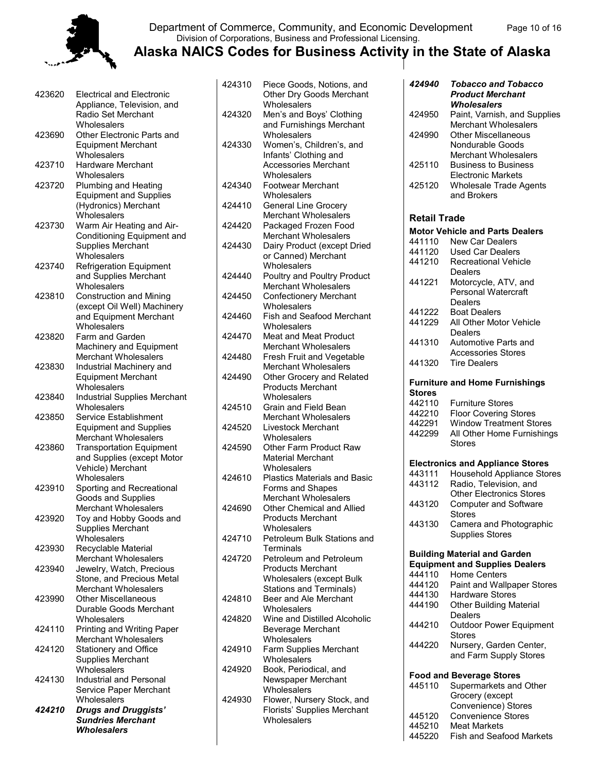423620 Electrical and Electronic Appliance, Television, and Radio Set Merchant Wholesalers
423690 Other Electronic Parts and Equipment Merchant Wholesalers
423710 Hardware Merchant Wholesalers
423720 Plumbing and Heating Equipment and Supplies (Hydronics) Merchant Wholesalers
423730 Warm Air Heating and Air-Conditioning Equipment and Supplies Merchant Wholesalers
423740 Refrigeration Equipment and Supplies Merchant Wholesalers
423810 Construction and Mining (except Oil Well) Machinery and Equipment Merchant Wholesalers
423820 Farm and Garden Machinery and Equipment Merchant Wholesalers
423830 Industrial Machinery and Equipment Merchant Wholesalers
423840 Industrial Supplies Merchant Wholesalers
423850 Service Establishment Equipment and Supplies Merchant Wholesalers
423860 Transportation Equipment and Supplies (except Motor Vehicle) Merchant Wholesalers
423910 Sporting and Recreational Goods and Supplies Merchant Wholesalers
423920 Toy and Hobby Goods and Supplies Merchant Wholesalers
423930 Recyclable Material Merchant Wholesalers
423940 Jewelry, Watch, Precious Stone, and Precious Metal Merchant Wholesalers
423990 Other Miscellaneous Durable Goods Merchant Wholesalers
424110 Printing and Writing Paper Merchant Wholesalers
424120 Stationery and Office Supplies Merchant Wholesalers
424130 Industrial and Personal Service Paper Merchant Wholesalers
***424210 Drugs and Druggists' Sundries Merchant Wholesalers***
424310 Piece Goods, Notions, and Other Dry Goods Merchant Wholesalers
424320 Men's and Boys' Clothing and Furnishings Merchant Wholesalers
424330 Women's, Children's, and Infants' Clothing and Accessories Merchant Wholesalers
424340 Footwear Merchant Wholesalers
424410 General Line Grocery Merchant Wholesalers
424420 Packaged Frozen Food Merchant Wholesalers
424430 Dairy Product (except Dried or Canned) Merchant Wholesalers
424440 Poultry and Poultry Product Merchant Wholesalers
424450 Confectionery Merchant Wholesalers
424460 Fish and Seafood Merchant Wholesalers
424470 Meat and Meat Product Merchant Wholesalers
424480 Fresh Fruit and Vegetable Merchant Wholesalers
424490 Other Grocery and Related Products Merchant Wholesalers
424510 Grain and Field Bean Merchant Wholesalers
424520 Livestock Merchant Wholesalers
424590 Other Farm Product Raw Material Merchant Wholesalers
424610 Plastics Materials and Basic Forms and Shapes Merchant Wholesalers
424690 Other Chemical and Allied Products Merchant Wholesalers
424710 Petroleum Bulk Stations and Terminals
424720 Petroleum and Petroleum Products Merchant Wholesalers (except Bulk Stations and Terminals)
424810 Beer and Ale Merchant Wholesalers
424820 Wine and Distilled Alcoholic Beverage Merchant Wholesalers
424910 Farm Supplies Merchant Wholesalers
424920 Book, Periodical, and Newspaper Merchant Wholesalers
424930 Flower, Nursery Stock, and Florists' Supplies Merchant Wholesalers
***424940 Tobacco and Tobacco Product Merchant Wholesalers***
424950 Paint, Varnish, and Supplies Merchant Wholesalers
424990 Other Miscellaneous Nondurable Goods Merchant Wholesalers
425110 Business to Business Electronic Markets
425120 Wholesale Trade Agents and Brokers

## Retail Trade

### Motor Vehicle and Parts Dealers

441110 New Car Dealers
441120 Used Car Dealers
441210 Recreational Vehicle Dealers
441221 Motorcycle, ATV, and Personal Watercraft Dealers
441222 Boat Dealers
441229 All Other Motor Vehicle Dealers
441310 Automotive Parts and Accessories Stores
441320 Tire Dealers

### Furniture and Home Furnishings Stores

442110 Furniture Stores
442210 Floor Covering Stores
442291 Window Treatment Stores
442299 All Other Home Furnishings Stores

### Electronics and Appliance Stores

443111 Household Appliance Stores
443112 Radio, Television, and Other Electronics Stores
443120 Computer and Software Stores
443130 Camera and Photographic Supplies Stores

### Building Material and Garden Equipment and Supplies Dealers

444110 Home Centers
444120 Paint and Wallpaper Stores
444130 Hardware Stores
444190 Other Building Material Dealers
444210 Outdoor Power Equipment Stores
444220 Nursery, Garden Center, and Farm Supply Stores

### Food and Beverage Stores

445110 Supermarkets and Other Grocery (except Convenience) Stores
445120 Convenience Stores
445210 Meat Markets
445220 Fish and Seafood Markets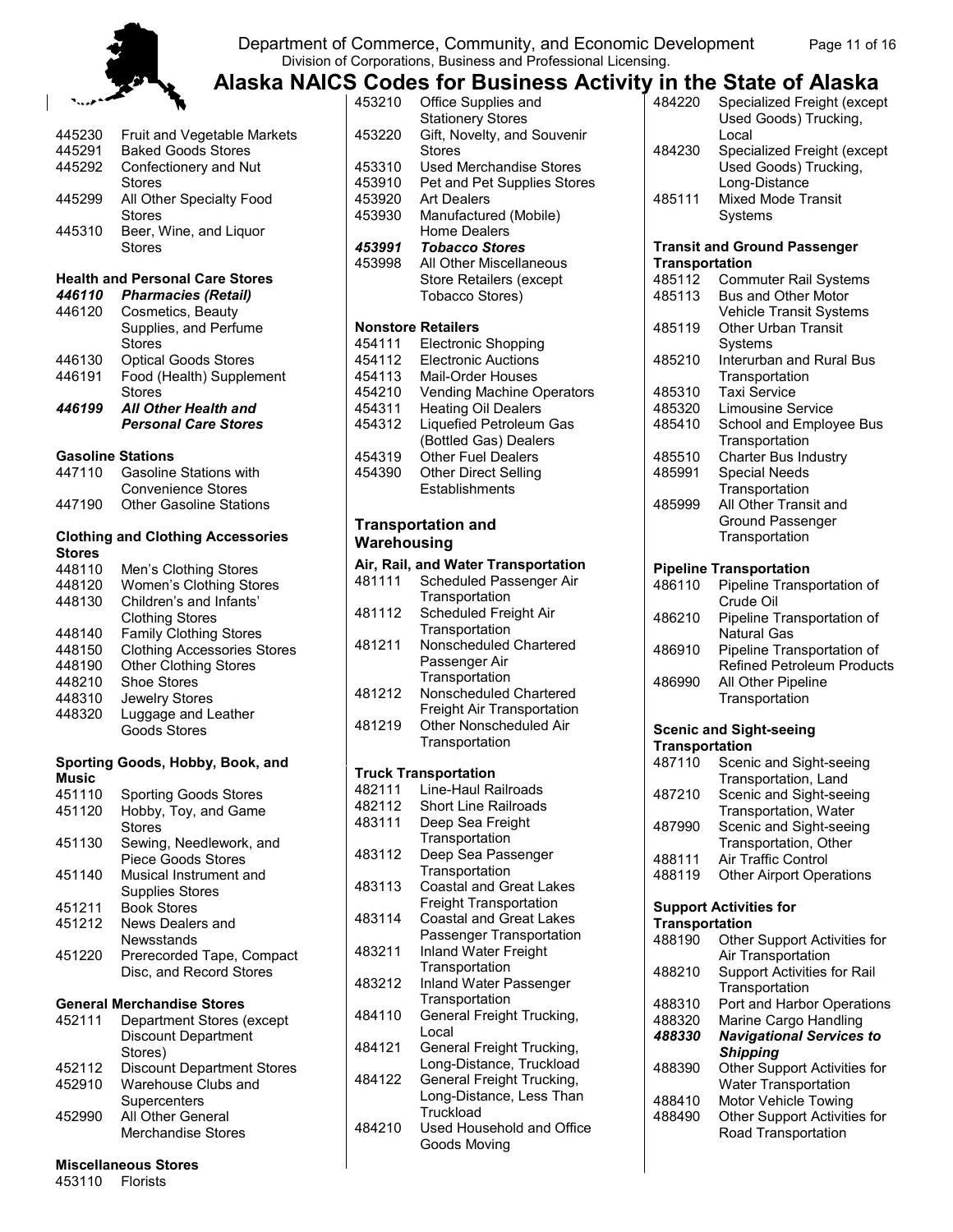445230 Fruit and Vegetable Markets
445291 Baked Goods Stores
445292 Confectionery and Nut Stores
445299 All Other Specialty Food Stores
445310 Beer, Wine, and Liquor Stores

**Health and Personal Care Stores**

***446110 Pharmacies (Retail)***
446120 Cosmetics, Beauty Supplies, and Perfume Stores
446130 Optical Goods Stores
446191 Food (Health) Supplement Stores
***446199 All Other Health and Personal Care Stores***

**Gasoline Stations**

447110 Gasoline Stations with Convenience Stores
447190 Other Gasoline Stations

**Clothing and Clothing Accessories Stores**

448110 Men's Clothing Stores
448120 Women's Clothing Stores
448130 Children's and Infants' Clothing Stores
448140 Family Clothing Stores
448150 Clothing Accessories Stores
448190 Other Clothing Stores
448210 Shoe Stores
448310 Jewelry Stores
448320 Luggage and Leather Goods Stores

**Sporting Goods, Hobby, Book, and Music**

451110 Sporting Goods Stores
451120 Hobby, Toy, and Game Stores
451130 Sewing, Needlework, and Piece Goods Stores
451140 Musical Instrument and Supplies Stores
451211 Book Stores
451212 News Dealers and Newsstands
451220 Prerecorded Tape, Compact Disc, and Record Stores

**General Merchandise Stores**

452111 Department Stores (except Discount Department Stores)
452112 Discount Department Stores
452910 Warehouse Clubs and Supercenters
452990 All Other General Merchandise Stores

**Miscellaneous Stores**

453110 Florists
453210 Office Supplies and Stationery Stores
453220 Gift, Novelty, and Souvenir Stores
453310 Used Merchandise Stores
453910 Pet and Pet Supplies Stores
453920 Art Dealers
453930 Manufactured (Mobile) Home Dealers
***453991 Tobacco Stores***
453998 All Other Miscellaneous Store Retailers (except Tobacco Stores)

**Nonstore Retailers**

454111 Electronic Shopping
454112 Electronic Auctions
454113 Mail-Order Houses
454210 Vending Machine Operators
454311 Heating Oil Dealers
454312 Liquefied Petroleum Gas (Bottled Gas) Dealers
454319 Other Fuel Dealers
454390 Other Direct Selling Establishments

## Transportation and Warehousing

**Air, Rail, and Water Transportation**

481111 Scheduled Passenger Air Transportation
481112 Scheduled Freight Air Transportation
481211 Nonscheduled Chartered Passenger Air Transportation
481212 Nonscheduled Chartered Freight Air Transportation
481219 Other Nonscheduled Air Transportation

**Truck Transportation**

482111 Line-Haul Railroads
482112 Short Line Railroads
483111 Deep Sea Freight Transportation
483112 Deep Sea Passenger Transportation
483113 Coastal and Great Lakes Freight Transportation
483114 Coastal and Great Lakes Passenger Transportation
483211 Inland Water Freight Transportation
483212 Inland Water Passenger Transportation
484110 General Freight Trucking, Local
484121 General Freight Trucking, Long-Distance, Truckload
484122 General Freight Trucking, Long-Distance, Less Than Truckload
484210 Used Household and Office Goods Moving
484220 Specialized Freight (except Used Goods) Trucking, Local
484230 Specialized Freight (except Used Goods) Trucking, Long-Distance
485111 Mixed Mode Transit Systems

**Transit and Ground Passenger Transportation**

485112 Commuter Rail Systems
485113 Bus and Other Motor Vehicle Transit Systems
485119 Other Urban Transit Systems
485210 Interurban and Rural Bus Transportation
485310 Taxi Service
485320 Limousine Service
485410 School and Employee Bus Transportation
485510 Charter Bus Industry
485991 Special Needs Transportation
485999 All Other Transit and Ground Passenger Transportation

**Pipeline Transportation**

486110 Pipeline Transportation of Crude Oil
486210 Pipeline Transportation of Natural Gas
486910 Pipeline Transportation of Refined Petroleum Products
486990 All Other Pipeline Transportation

**Scenic and Sight-seeing Transportation**

487110 Scenic and Sight-seeing Transportation, Land
487210 Scenic and Sight-seeing Transportation, Water
487990 Scenic and Sight-seeing Transportation, Other
488111 Air Traffic Control
488119 Other Airport Operations

**Support Activities for Transportation**

488190 Other Support Activities for Air Transportation
488210 Support Activities for Rail Transportation
488310 Port and Harbor Operations
488320 Marine Cargo Handling
***488330 Navigational Services to Shipping***
488390 Other Support Activities for Water Transportation
488410 Motor Vehicle Towing
488490 Other Support Activities for Road Transportation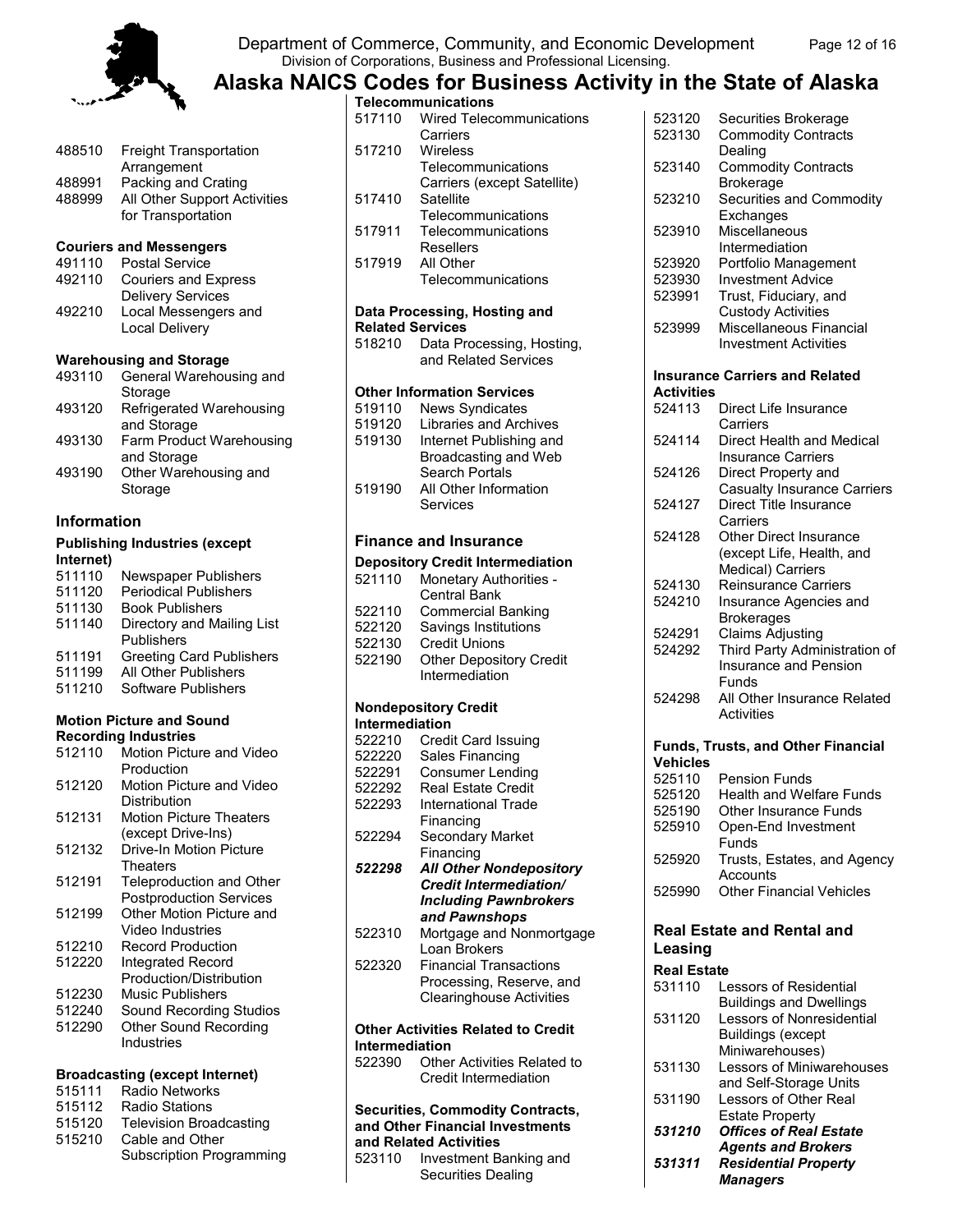488510 Freight Transportation Arrangement
488991 Packing and Crating
488999 All Other Support Activities for Transportation

**Couriers and Messengers**
491110 Postal Service
492110 Couriers and Express Delivery Services
492210 Local Messengers and Local Delivery

**Warehousing and Storage**
493110 General Warehousing and Storage
493120 Refrigerated Warehousing and Storage
493130 Farm Product Warehousing and Storage
493190 Other Warehousing and Storage

## Information

**Publishing Industries (except Internet)**
511110 Newspaper Publishers
511120 Periodical Publishers
511130 Book Publishers
511140 Directory and Mailing List Publishers
511191 Greeting Card Publishers
511199 All Other Publishers
511210 Software Publishers

**Motion Picture and Sound Recording Industries**
512110 Motion Picture and Video Production
512120 Motion Picture and Video Distribution
512131 Motion Picture Theaters (except Drive-Ins)
512132 Drive-In Motion Picture Theaters
512191 Teleproduction and Other Postproduction Services
512199 Other Motion Picture and Video Industries
512210 Record Production
512220 Integrated Record Production/Distribution
512230 Music Publishers
512240 Sound Recording Studios
512290 Other Sound Recording Industries

**Broadcasting (except Internet)**
515111 Radio Networks
515112 Radio Stations
515120 Television Broadcasting
515210 Cable and Other Subscription Programming

**Telecommunications**
517110 Wired Telecommunications Carriers
517210 Wireless Telecommunications Carriers (except Satellite)
517410 Satellite Telecommunications
517911 Telecommunications Resellers
517919 All Other Telecommunications

**Data Processing, Hosting and Related Services**
518210 Data Processing, Hosting, and Related Services

**Other Information Services**
519110 News Syndicates
519120 Libraries and Archives
519130 Internet Publishing and Broadcasting and Web Search Portals
519190 All Other Information Services

## Finance and Insurance

**Depository Credit Intermediation**
521110 Monetary Authorities - Central Bank
522110 Commercial Banking
522120 Savings Institutions
522130 Credit Unions
522190 Other Depository Credit Intermediation

**Nondepository Credit Intermediation**
522210 Credit Card Issuing
522220 Sales Financing
522291 Consumer Lending
522292 Real Estate Credit
522293 International Trade Financing
522294 Secondary Market Financing
***522298 All Other Nondepository Credit Intermediation/ Including Pawnbrokers and Pawnshops***
522310 Mortgage and Nonmortgage Loan Brokers
522320 Financial Transactions Processing, Reserve, and Clearinghouse Activities

**Other Activities Related to Credit Intermediation**
522390 Other Activities Related to Credit Intermediation

**Securities, Commodity Contracts, and Other Financial Investments and Related Activities**
523110 Investment Banking and Securities Dealing
523120 Securities Brokerage
523130 Commodity Contracts Dealing
523140 Commodity Contracts Brokerage
523210 Securities and Commodity Exchanges
523910 Miscellaneous Intermediation
523920 Portfolio Management
523930 Investment Advice
523991 Trust, Fiduciary, and Custody Activities
523999 Miscellaneous Financial Investment Activities

**Insurance Carriers and Related Activities**
524113 Direct Life Insurance Carriers
524114 Direct Health and Medical Insurance Carriers
524126 Direct Property and Casualty Insurance Carriers
524127 Direct Title Insurance Carriers
524128 Other Direct Insurance (except Life, Health, and Medical) Carriers
524130 Reinsurance Carriers
524210 Insurance Agencies and Brokerages
524291 Claims Adjusting
524292 Third Party Administration of Insurance and Pension Funds
524298 All Other Insurance Related Activities

**Funds, Trusts, and Other Financial Vehicles**
525110 Pension Funds
525120 Health and Welfare Funds
525190 Other Insurance Funds
525910 Open-End Investment Funds
525920 Trusts, Estates, and Agency Accounts
525990 Other Financial Vehicles

## Real Estate and Rental and Leasing

**Real Estate**
531110 Lessors of Residential Buildings and Dwellings
531120 Lessors of Nonresidential Buildings (except Miniwarehouses)
531130 Lessors of Miniwarehouses and Self-Storage Units
531190 Lessors of Other Real Estate Property
***531210 Offices of Real Estate Agents and Brokers***
***531311 Residential Property Managers***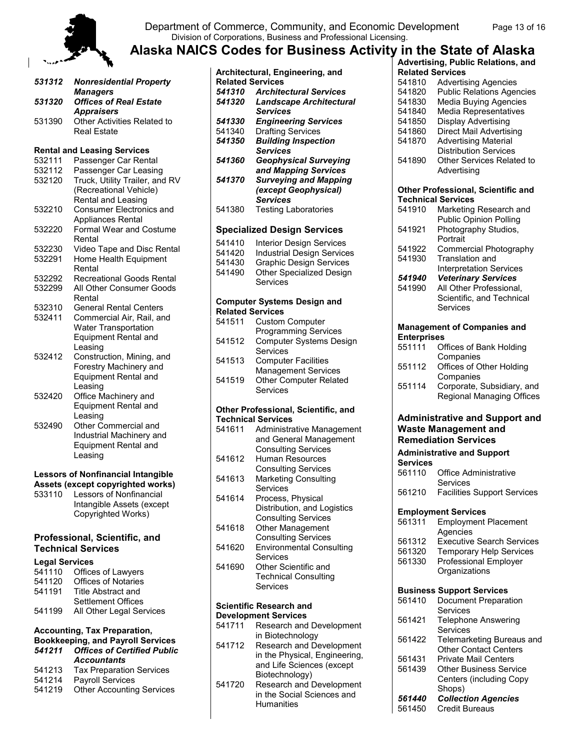***531312*** ***Nonresidential Property Managers***
***531320*** ***Offices of Real Estate Appraisers***
531390 Other Activities Related to Real Estate

**Rental and Leasing Services**
532111 Passenger Car Rental
532112 Passenger Car Leasing
532120 Truck, Utility Trailer, and RV (Recreational Vehicle) Rental and Leasing
532210 Consumer Electronics and Appliances Rental
532220 Formal Wear and Costume Rental
532230 Video Tape and Disc Rental
532291 Home Health Equipment Rental
532292 Recreational Goods Rental
532299 All Other Consumer Goods Rental
532310 General Rental Centers
532411 Commercial Air, Rail, and Water Transportation Equipment Rental and Leasing
532412 Construction, Mining, and Forestry Machinery and Equipment Rental and Leasing
532420 Office Machinery and Equipment Rental and Leasing
532490 Other Commercial and Industrial Machinery and Equipment Rental and Leasing

**Lessors of Nonfinancial Intangible Assets (except copyrighted works)**
533110 Lessors of Nonfinancial Intangible Assets (except Copyrighted Works)

## Professional, Scientific, and Technical Services

**Legal Services**
541110 Offices of Lawyers
541120 Offices of Notaries
541191 Title Abstract and Settlement Offices
541199 All Other Legal Services

**Accounting, Tax Preparation, Bookkeeping, and Payroll Services**
***541211*** ***Offices of Certified Public Accountants***
541213 Tax Preparation Services
541214 Payroll Services
541219 Other Accounting Services

**Architectural, Engineering, and Related Services**
***541310*** ***Architectural Services***
***541320*** ***Landscape Architectural Services***
***541330*** ***Engineering Services***
541340 Drafting Services
***541350*** ***Building Inspection Services***
***541360*** ***Geophysical Surveying and Mapping Services***
***541370*** ***Surveying and Mapping (except Geophysical) Services***
541380 Testing Laboratories

**Specialized Design Services**
541410 Interior Design Services
541420 Industrial Design Services
541430 Graphic Design Services
541490 Other Specialized Design Services

**Computer Systems Design and Related Services**
541511 Custom Computer Programming Services
541512 Computer Systems Design Services
541513 Computer Facilities Management Services
541519 Other Computer Related Services

**Other Professional, Scientific, and Technical Services**
541611 Administrative Management and General Management Consulting Services
541612 Human Resources Consulting Services
541613 Marketing Consulting Services
541614 Process, Physical Distribution, and Logistics Consulting Services
541618 Other Management Consulting Services
541620 Environmental Consulting Services
541690 Other Scientific and Technical Consulting Services

**Scientific Research and Development Services**
541711 Research and Development in Biotechnology
541712 Research and Development in the Physical, Engineering, and Life Sciences (except Biotechnology)
541720 Research and Development in the Social Sciences and Humanities

**Advertising, Public Relations, and Related Services**
541810 Advertising Agencies
541820 Public Relations Agencies
541830 Media Buying Agencies
541840 Media Representatives
541850 Display Advertising
541860 Direct Mail Advertising
541870 Advertising Material Distribution Services
541890 Other Services Related to Advertising

**Other Professional, Scientific and Technical Services**
541910 Marketing Research and Public Opinion Polling
541921 Photography Studios, Portrait
541922 Commercial Photography
541930 Translation and Interpretation Services
***541940*** ***Veterinary Services***
541990 All Other Professional, Scientific, and Technical Services

**Management of Companies and Enterprises**
551111 Offices of Bank Holding Companies
551112 Offices of Other Holding Companies
551114 Corporate, Subsidiary, and Regional Managing Offices

## Administrative and Support and Waste Management and Remediation Services

**Administrative and Support Services**
561110 Office Administrative Services
561210 Facilities Support Services

**Employment Services**
561311 Employment Placement Agencies
561312 Executive Search Services
561320 Temporary Help Services
561330 Professional Employer Organizations

**Business Support Services**
561410 Document Preparation Services
561421 Telephone Answering Services
561422 Telemarketing Bureaus and Other Contact Centers
561431 Private Mail Centers
561439 Other Business Service Centers (including Copy Shops)
***561440*** ***Collection Agencies***
561450 Credit Bureaus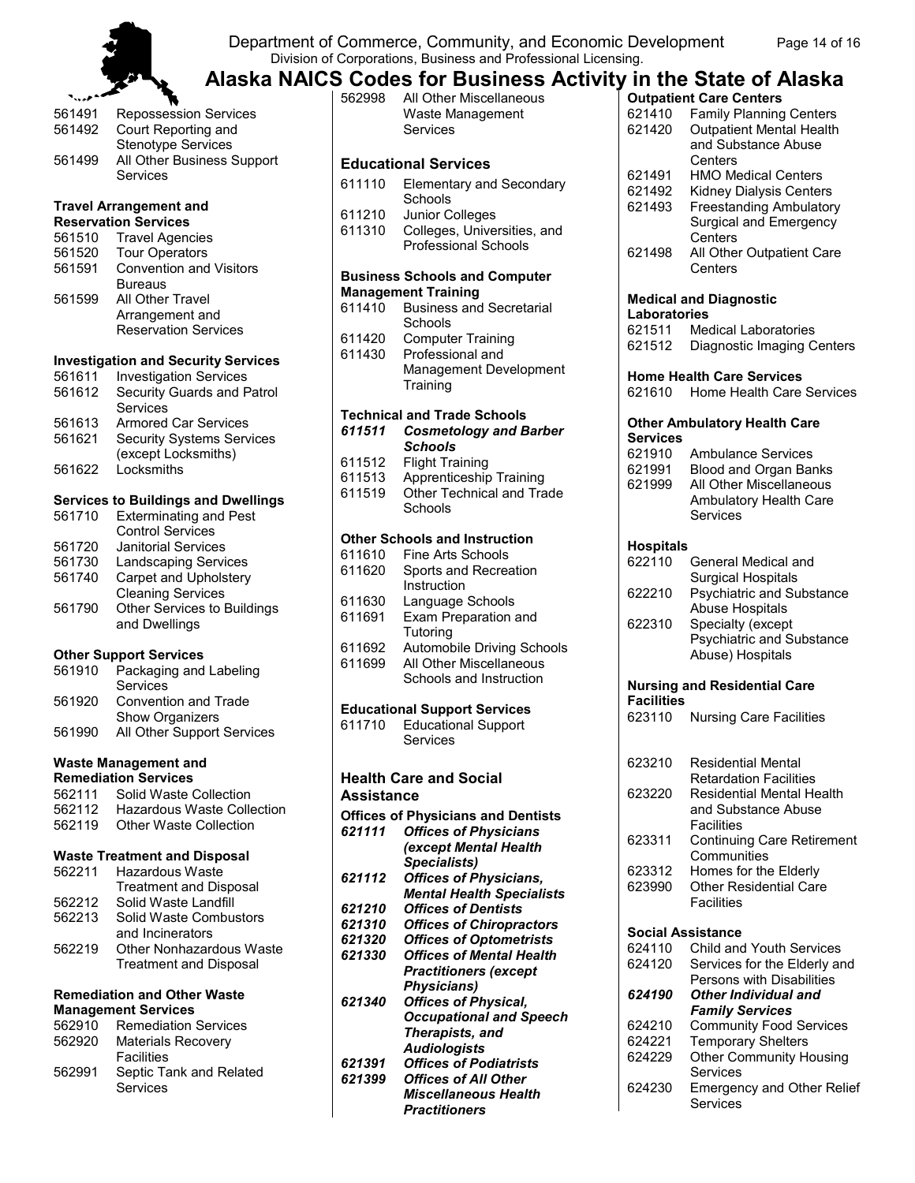| Code | Description |
|---|---|
| 561491 | Repossession Services |
| 561492 | Court Reporting and Stenotype Services |
| 561499 | All Other Business Support Services |

**Travel Arrangement and Reservation Services**

| Code | Description |
|---|---|
| 561510 | Travel Agencies |
| 561520 | Tour Operators |
| 561591 | Convention and Visitors Bureaus |
| 561599 | All Other Travel Arrangement and Reservation Services |

**Investigation and Security Services**

| Code | Description |
|---|---|
| 561611 | Investigation Services |
| 561612 | Security Guards and Patrol Services |
| 561613 | Armored Car Services |
| 561621 | Security Systems Services (except Locksmiths) |
| 561622 | Locksmiths |

**Services to Buildings and Dwellings**

| Code | Description |
|---|---|
| 561710 | Exterminating and Pest Control Services |
| 561720 | Janitorial Services |
| 561730 | Landscaping Services |
| 561740 | Carpet and Upholstery Cleaning Services |
| 561790 | Other Services to Buildings and Dwellings |

**Other Support Services**

| Code | Description |
|---|---|
| 561910 | Packaging and Labeling Services |
| 561920 | Convention and Trade Show Organizers |
| 561990 | All Other Support Services |

**Waste Management and Remediation Services**

| Code | Description |
|---|---|
| 562111 | Solid Waste Collection |
| 562112 | Hazardous Waste Collection |
| 562119 | Other Waste Collection |

**Waste Treatment and Disposal**

| Code | Description |
|---|---|
| 562211 | Hazardous Waste Treatment and Disposal |
| 562212 | Solid Waste Landfill |
| 562213 | Solid Waste Combustors and Incinerators |
| 562219 | Other Nonhazardous Waste Treatment and Disposal |

**Remediation and Other Waste Management Services**

| Code | Description |
|---|---|
| 562910 | Remediation Services |
| 562920 | Materials Recovery Facilities |
| 562991 | Septic Tank and Related Services |
| 562998 | All Other Miscellaneous Waste Management Services |

## Educational Services

| Code | Description |
|---|---|
| 611110 | Elementary and Secondary Schools |
| 611210 | Junior Colleges |
| 611310 | Colleges, Universities, and Professional Schools |

**Business Schools and Computer Management Training**

| Code | Description |
|---|---|
| 611410 | Business and Secretarial Schools |
| 611420 | Computer Training |
| 611430 | Professional and Management Development Training |

**Technical and Trade Schools**

| Code | Description |
|---|---|
| ***611511*** | ***Cosmetology and Barber Schools*** |
| 611512 | Flight Training |
| 611513 | Apprenticeship Training |
| 611519 | Other Technical and Trade Schools |

**Other Schools and Instruction**

| Code | Description |
|---|---|
| 611610 | Fine Arts Schools |
| 611620 | Sports and Recreation Instruction |
| 611630 | Language Schools |
| 611691 | Exam Preparation and Tutoring |
| 611692 | Automobile Driving Schools |
| 611699 | All Other Miscellaneous Schools and Instruction |

**Educational Support Services**

| Code | Description |
|---|---|
| 611710 | Educational Support Services |

## Health Care and Social Assistance

**Offices of Physicians and Dentists**

| Code | Description |
|---|---|
| ***621111*** | ***Offices of Physicians (except Mental Health Specialists)*** |
| ***621112*** | ***Offices of Physicians, Mental Health Specialists*** |
| ***621210*** | ***Offices of Dentists*** |
| ***621310*** | ***Offices of Chiropractors*** |
| ***621320*** | ***Offices of Optometrists*** |
| ***621330*** | ***Offices of Mental Health Practitioners (except Physicians)*** |
| ***621340*** | ***Offices of Physical, Occupational and Speech Therapists, and Audiologists*** |
| ***621391*** | ***Offices of Podiatrists*** |
| ***621399*** | ***Offices of All Other Miscellaneous Health Practitioners*** |

**Outpatient Care Centers**

| Code | Description |
|---|---|
| 621410 | Family Planning Centers |
| 621420 | Outpatient Mental Health and Substance Abuse Centers |
| 621491 | HMO Medical Centers |
| 621492 | Kidney Dialysis Centers |
| 621493 | Freestanding Ambulatory Surgical and Emergency Centers |
| 621498 | All Other Outpatient Care Centers |

**Medical and Diagnostic Laboratories**

| Code | Description |
|---|---|
| 621511 | Medical Laboratories |
| 621512 | Diagnostic Imaging Centers |

**Home Health Care Services**

| Code | Description |
|---|---|
| 621610 | Home Health Care Services |

**Other Ambulatory Health Care Services**

| Code | Description |
|---|---|
| 621910 | Ambulance Services |
| 621991 | Blood and Organ Banks |
| 621999 | All Other Miscellaneous Ambulatory Health Care Services |

**Hospitals**

| Code | Description |
|---|---|
| 622110 | General Medical and Surgical Hospitals |
| 622210 | Psychiatric and Substance Abuse Hospitals |
| 622310 | Specialty (except Psychiatric and Substance Abuse) Hospitals |

**Nursing and Residential Care Facilities**

| Code | Description |
|---|---|
| 623110 | Nursing Care Facilities |
| 623210 | Residential Mental Retardation Facilities |
| 623220 | Residential Mental Health and Substance Abuse Facilities |
| 623311 | Continuing Care Retirement Communities |
| 623312 | Homes for the Elderly |
| 623990 | Other Residential Care Facilities |

**Social Assistance**

| Code | Description |
|---|---|
| 624110 | Child and Youth Services |
| 624120 | Services for the Elderly and Persons with Disabilities |
| ***624190*** | ***Other Individual and Family Services*** |
| 624210 | Community Food Services |
| 624221 | Temporary Shelters |
| 624229 | Other Community Housing Services |
| 624230 | Emergency and Other Relief Services |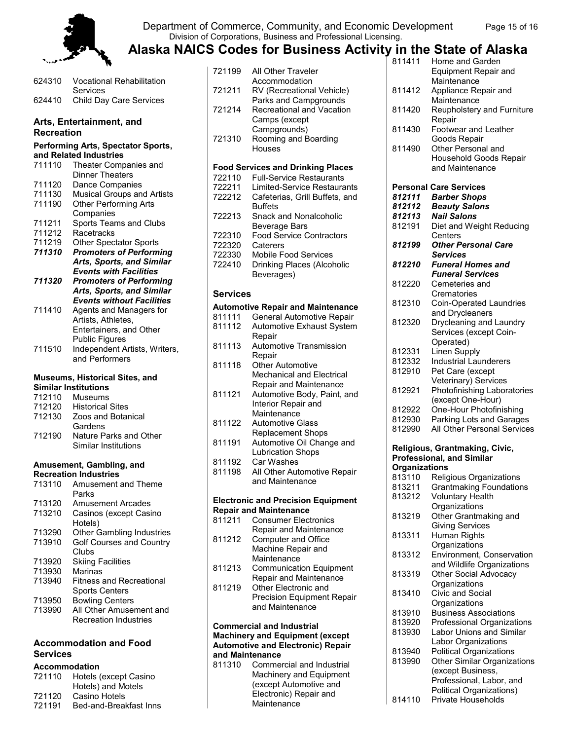624310 Vocational Rehabilitation Services
624410 Child Day Care Services

## Arts, Entertainment, and Recreation

### Performing Arts, Spectator Sports, and Related Industries

711110 Theater Companies and Dinner Theaters
711120 Dance Companies
711130 Musical Groups and Artists
711190 Other Performing Arts Companies
711211 Sports Teams and Clubs
711212 Racetracks
711219 Other Spectator Sports
***711310 Promoters of Performing Arts, Sports, and Similar Events with Facilities***
***711320 Promoters of Performing Arts, Sports, and Similar Events without Facilities***
711410 Agents and Managers for Artists, Athletes, Entertainers, and Other Public Figures
711510 Independent Artists, Writers, and Performers

### Museums, Historical Sites, and Similar Institutions

712110 Museums
712120 Historical Sites
712130 Zoos and Botanical Gardens
712190 Nature Parks and Other Similar Institutions

### Amusement, Gambling, and Recreation Industries

713110 Amusement and Theme Parks
713120 Amusement Arcades
713210 Casinos (except Casino Hotels)
713290 Other Gambling Industries
713910 Golf Courses and Country Clubs
713920 Skiing Facilities
713930 Marinas
713940 Fitness and Recreational Sports Centers
713950 Bowling Centers
713990 All Other Amusement and Recreation Industries

## Accommodation and Food Services

### Accommodation

721110 Hotels (except Casino Hotels) and Motels
721120 Casino Hotels
721191 Bed-and-Breakfast Inns
721199 All Other Traveler Accommodation
721211 RV (Recreational Vehicle) Parks and Campgrounds
721214 Recreational and Vacation Camps (except Campgrounds)
721310 Rooming and Boarding Houses

### Food Services and Drinking Places

722110 Full-Service Restaurants
722211 Limited-Service Restaurants
722212 Cafeterias, Grill Buffets, and Buffets
722213 Snack and Nonalcoholic Beverage Bars
722310 Food Service Contractors
722320 Caterers
722330 Mobile Food Services
722410 Drinking Places (Alcoholic Beverages)

## Services

### Automotive Repair and Maintenance

811111 General Automotive Repair
811112 Automotive Exhaust System Repair
811113 Automotive Transmission Repair
811118 Other Automotive Mechanical and Electrical Repair and Maintenance
811121 Automotive Body, Paint, and Interior Repair and Maintenance
811122 Automotive Glass Replacement Shops
811191 Automotive Oil Change and Lubrication Shops
811192 Car Washes
811198 All Other Automotive Repair and Maintenance

### Electronic and Precision Equipment Repair and Maintenance

811211 Consumer Electronics Repair and Maintenance
811212 Computer and Office Machine Repair and Maintenance
811213 Communication Equipment Repair and Maintenance
811219 Other Electronic and Precision Equipment Repair and Maintenance

### Commercial and Industrial Machinery and Equipment (except Automotive and Electronic) Repair and Maintenance

811310 Commercial and Industrial Machinery and Equipment (except Automotive and Electronic) Repair and Maintenance
811411 Home and Garden Equipment Repair and Maintenance
811412 Appliance Repair and Maintenance
811420 Reupholstery and Furniture Repair
811430 Footwear and Leather Goods Repair
811490 Other Personal and Household Goods Repair and Maintenance

### Personal Care Services

***812111 Barber Shops***
***812112 Beauty Salons***
***812113 Nail Salons***
812191 Diet and Weight Reducing Centers
***812199 Other Personal Care Services***
***812210 Funeral Homes and Funeral Services***
812220 Cemeteries and Crematories
812310 Coin-Operated Laundries and Drycleaners
812320 Drycleaning and Laundry Services (except Coin-Operated)
812331 Linen Supply
812332 Industrial Launderers
812910 Pet Care (except Veterinary) Services
812921 Photofinishing Laboratories (except One-Hour)
812922 One-Hour Photofinishing
812930 Parking Lots and Garages
812990 All Other Personal Services

### Religious, Grantmaking, Civic, Professional, and Similar Organizations

813110 Religious Organizations
813211 Grantmaking Foundations
813212 Voluntary Health Organizations
813219 Other Grantmaking and Giving Services
813311 Human Rights Organizations
813312 Environment, Conservation and Wildlife Organizations
813319 Other Social Advocacy Organizations
813410 Civic and Social Organizations
813910 Business Associations
813920 Professional Organizations
813930 Labor Unions and Similar Labor Organizations
813940 Political Organizations
813990 Other Similar Organizations (except Business, Professional, Labor, and Political Organizations)
814110 Private Households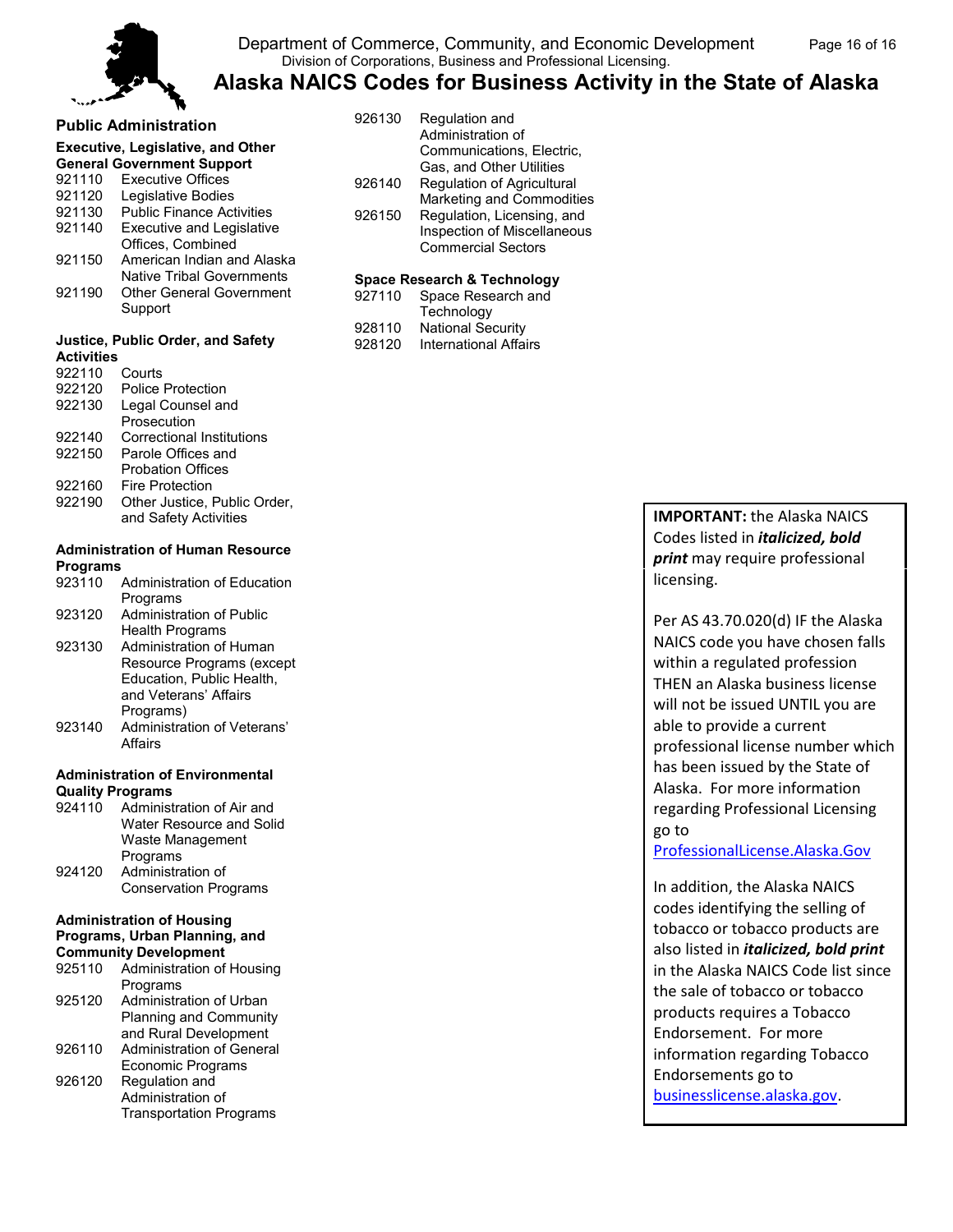## Public Administration

### Executive, Legislative, and Other General Government Support

921110 Executive Offices
921120 Legislative Bodies
921130 Public Finance Activities
921140 Executive and Legislative Offices, Combined
921150 American Indian and Alaska Native Tribal Governments
921190 Other General Government Support

### Justice, Public Order, and Safety Activities

922110 Courts
922120 Police Protection
922130 Legal Counsel and Prosecution
922140 Correctional Institutions
922150 Parole Offices and Probation Offices
922160 Fire Protection
922190 Other Justice, Public Order, and Safety Activities

### Administration of Human Resource Programs

923110 Administration of Education Programs
923120 Administration of Public Health Programs
923130 Administration of Human Resource Programs (except Education, Public Health, and Veterans' Affairs Programs)
923140 Administration of Veterans' Affairs

### Administration of Environmental Quality Programs

924110 Administration of Air and Water Resource and Solid Waste Management Programs
924120 Administration of Conservation Programs

### Administration of Housing Programs, Urban Planning, and Community Development

925110 Administration of Housing Programs
925120 Administration of Urban Planning and Community and Rural Development
926110 Administration of General Economic Programs
926120 Regulation and Administration of Transportation Programs
926130 Regulation and Administration of Communications, Electric, Gas, and Other Utilities
926140 Regulation of Agricultural Marketing and Commodities
926150 Regulation, Licensing, and Inspection of Miscellaneous Commercial Sectors

### Space Research & Technology

927110 Space Research and Technology
928110 National Security
928120 International Affairs

**IMPORTANT:** the Alaska NAICS Codes listed in ***italicized, bold print*** may require professional licensing.

Per AS 43.70.020(d) IF the Alaska NAICS code you have chosen falls within a regulated profession THEN an Alaska business license will not be issued UNTIL you are able to provide a current professional license number which has been issued by the State of Alaska. For more information regarding Professional Licensing go to ProfessionalLicense.Alaska.Gov

In addition, the Alaska NAICS codes identifying the selling of tobacco or tobacco products are also listed in ***italicized, bold print*** in the Alaska NAICS Code list since the sale of tobacco or tobacco products requires a Tobacco Endorsement. For more information regarding Tobacco Endorsements go to businesslicense.alaska.gov.